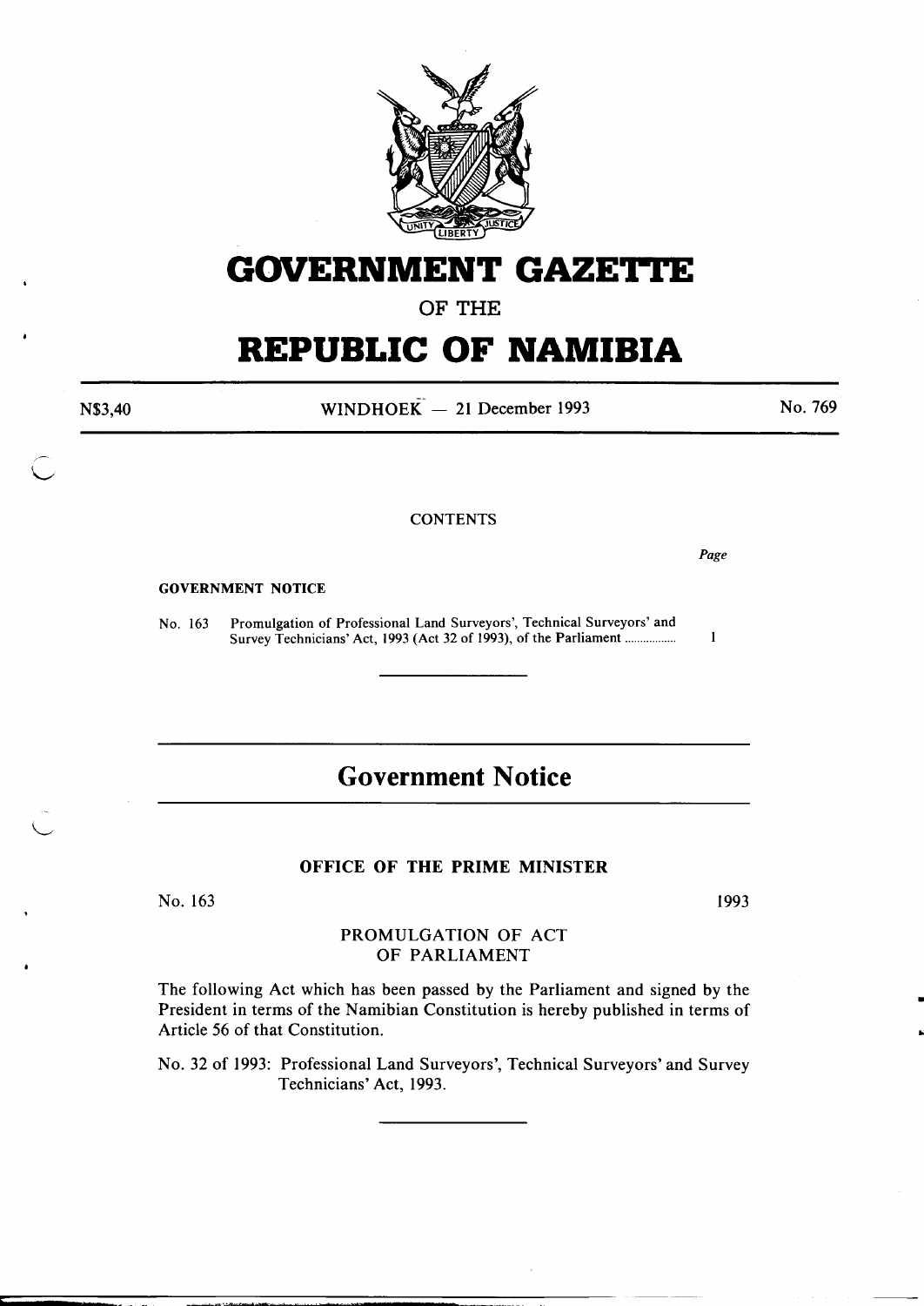# GOVERNMENT GAZETTE

OF THE

# REPUBLIC OF NAMIBIA

N$3,40 WINDHOEK — 21 December 1993 No. 769

CONTENTS

*Page*

**GOVERNMENT NOTICE**

No. 163 Promulgation of Professional Land Surveyors', Technical Surveyors' and Survey Technicians' Act, 1993 (Act 32 of 1993), of the Parliament ................ 1

---

## Government Notice

---

### OFFICE OF THE PRIME MINISTER

No. 163 1993

PROMULGATION OF ACT
OF PARLIAMENT

The following Act which has been passed by the Parliament and signed by the President in terms of the Namibian Constitution is hereby published in terms of Article 56 of that Constitution.

No. 32 of 1993: Professional Land Surveyors', Technical Surveyors' and Survey Technicians' Act, 1993.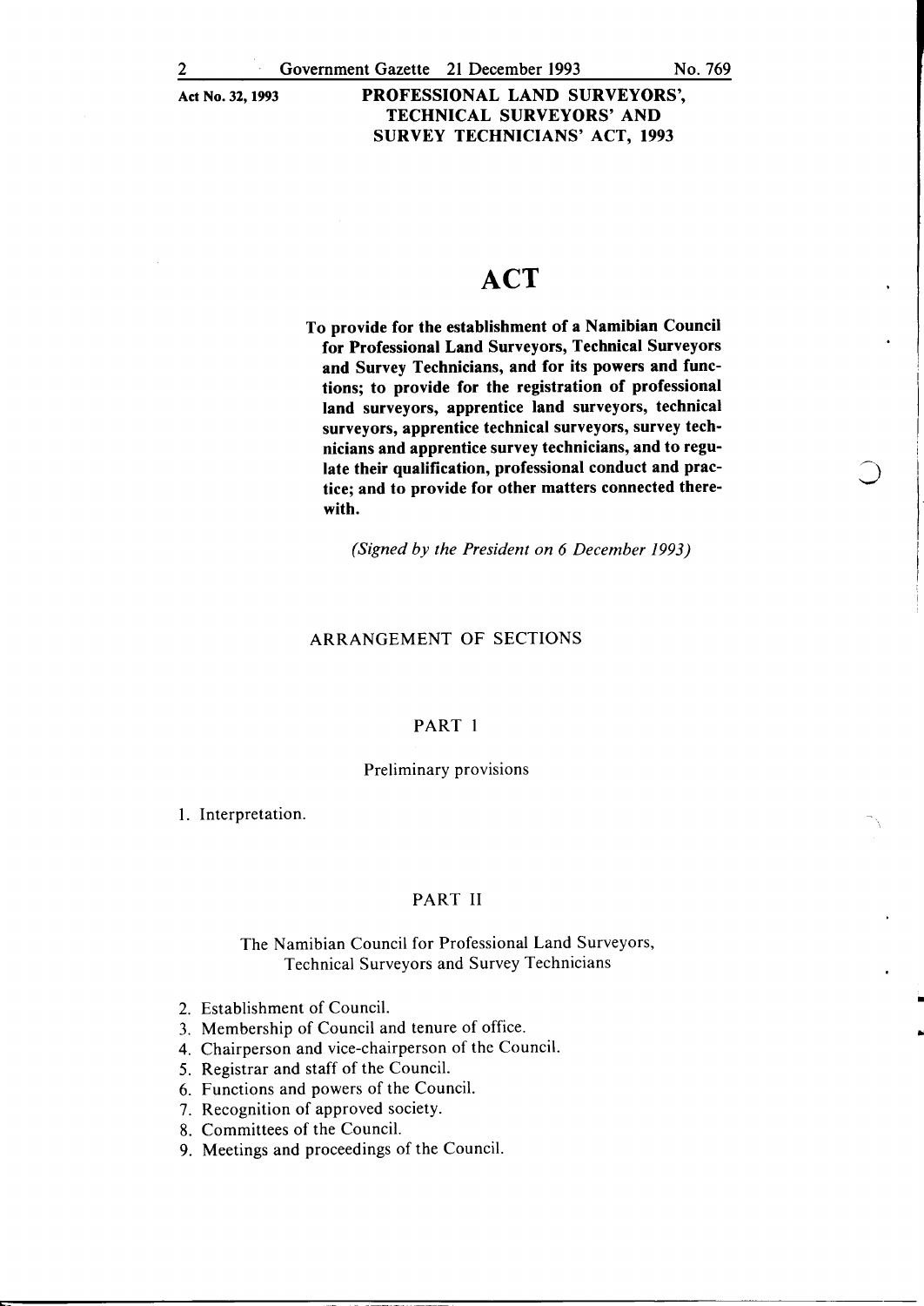# ACT

**To provide for the establishment of a Namibian Council for Professional Land Surveyors, Technical Surveyors and Survey Technicians, and for its powers and functions; to provide for the registration of professional land surveyors, apprentice land surveyors, technical surveyors, apprentice technical surveyors, survey technicians and apprentice survey technicians, and to regulate their qualification, professional conduct and practice; and to provide for other matters connected therewith.**

*(Signed by the President on 6 December 1993)*

## ARRANGEMENT OF SECTIONS

### PART 1

Preliminary provisions

1. Interpretation.

### PART II

The Namibian Council for Professional Land Surveyors, Technical Surveyors and Survey Technicians

2. Establishment of Council.
3. Membership of Council and tenure of office.
4. Chairperson and vice-chairperson of the Council.
5. Registrar and staff of the Council.
6. Functions and powers of the Council.
7. Recognition of approved society.
8. Committees of the Council.
9. Meetings and proceedings of the Council.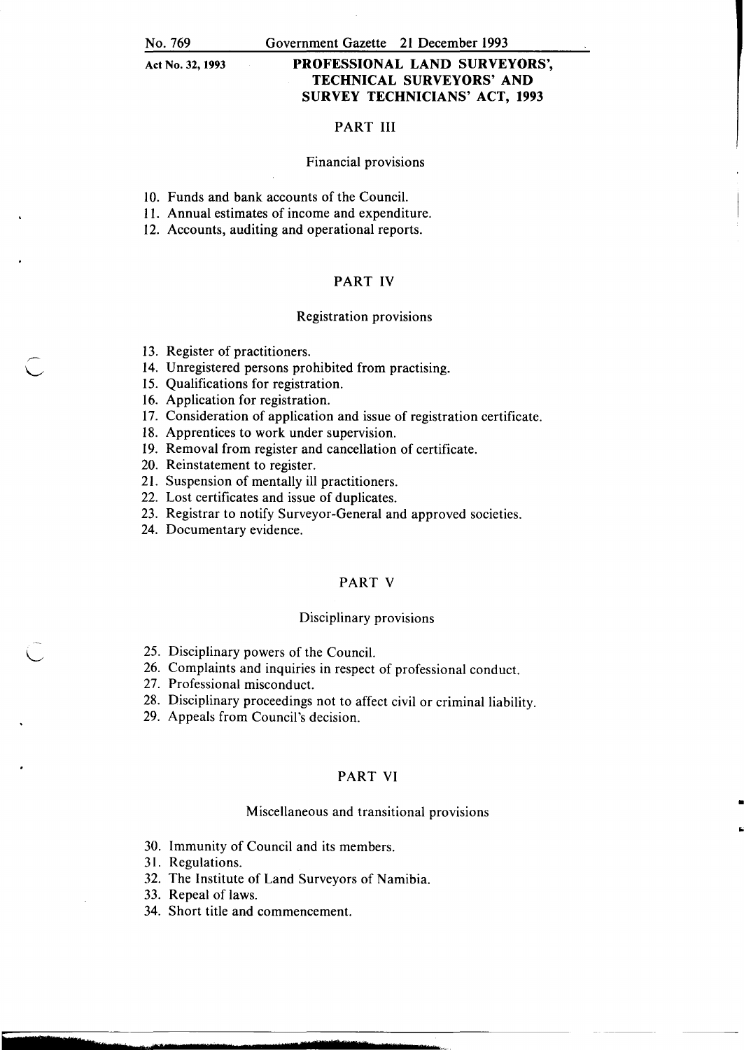## PART III

### Financial provisions

10. Funds and bank accounts of the Council.
11. Annual estimates of income and expenditure.
12. Accounts, auditing and operational reports.

## PART IV

### Registration provisions

13. Register of practitioners.
14. Unregistered persons prohibited from practising.
15. Qualifications for registration.
16. Application for registration.
17. Consideration of application and issue of registration certificate.
18. Apprentices to work under supervision.
19. Removal from register and cancellation of certificate.
20. Reinstatement to register.
21. Suspension of mentally ill practitioners.
22. Lost certificates and issue of duplicates.
23. Registrar to notify Surveyor-General and approved societies.
24. Documentary evidence.

## PART V

### Disciplinary provisions

25. Disciplinary powers of the Council.
26. Complaints and inquiries in respect of professional conduct.
27. Professional misconduct.
28. Disciplinary proceedings not to affect civil or criminal liability.
29. Appeals from Council's decision.

## PART VI

### Miscellaneous and transitional provisions

30. Immunity of Council and its members.
31. Regulations.
32. The Institute of Land Surveyors of Namibia.
33. Repeal of laws.
34. Short title and commencement.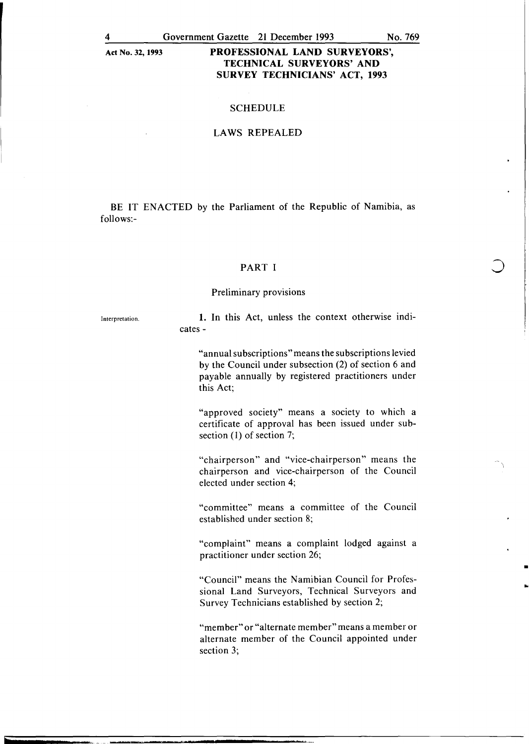## SCHEDULE

## LAWS REPEALED

BE IT ENACTED by the Parliament of the Republic of Namibia, as follows:-

## PART I

### Preliminary provisions

Interpretation.

**1.** In this Act, unless the context otherwise indicates -

"annual subscriptions" means the subscriptions levied by the Council under subsection (2) of section 6 and payable annually by registered practitioners under this Act;

"approved society" means a society to which a certificate of approval has been issued under subsection (1) of section 7;

"chairperson" and "vice-chairperson" means the chairperson and vice-chairperson of the Council elected under section 4;

"committee" means a committee of the Council established under section 8;

"complaint" means a complaint lodged against a practitioner under section 26;

"Council" means the Namibian Council for Professional Land Surveyors, Technical Surveyors and Survey Technicians established by section 2;

"member" or "alternate member" means a member or alternate member of the Council appointed under section 3;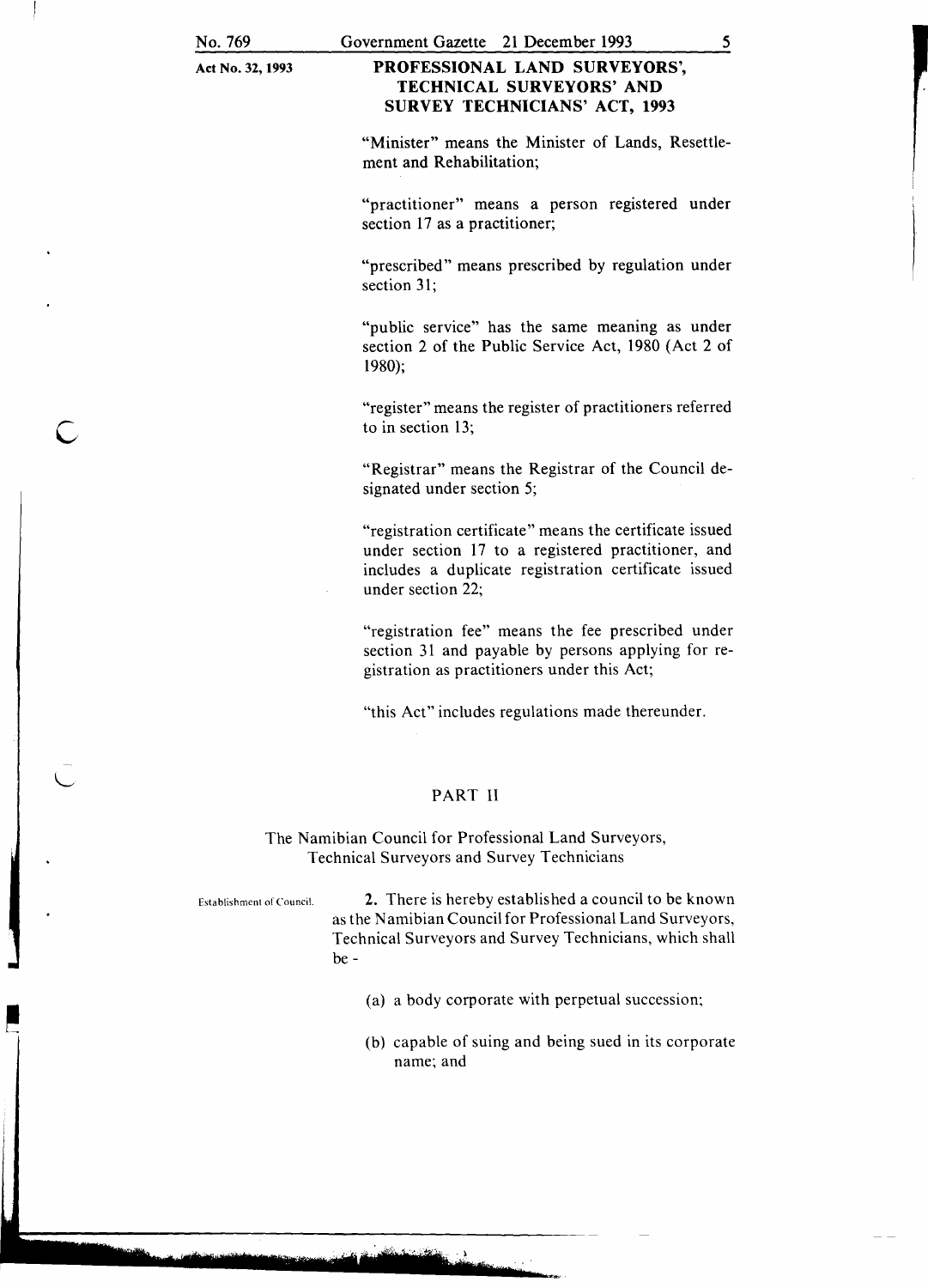"Minister" means the Minister of Lands, Resettlement and Rehabilitation;

"practitioner" means a person registered under section 17 as a practitioner;

"prescribed" means prescribed by regulation under section 31;

"public service" has the same meaning as under section 2 of the Public Service Act, 1980 (Act 2 of 1980);

"register" means the register of practitioners referred to in section 13;

"Registrar" means the Registrar of the Council designated under section 5;

"registration certificate" means the certificate issued under section 17 to a registered practitioner, and includes a duplicate registration certificate issued under section 22;

"registration fee" means the fee prescribed under section 31 and payable by persons applying for registration as practitioners under this Act;

"this Act" includes regulations made thereunder.

## PART II

### The Namibian Council for Professional Land Surveyors, Technical Surveyors and Survey Technicians

Establishment of Council.

**2.** There is hereby established a council to be known as the Namibian Council for Professional Land Surveyors, Technical Surveyors and Survey Technicians, which shall be -

(a) a body corporate with perpetual succession;

(b) capable of suing and being sued in its corporate name; and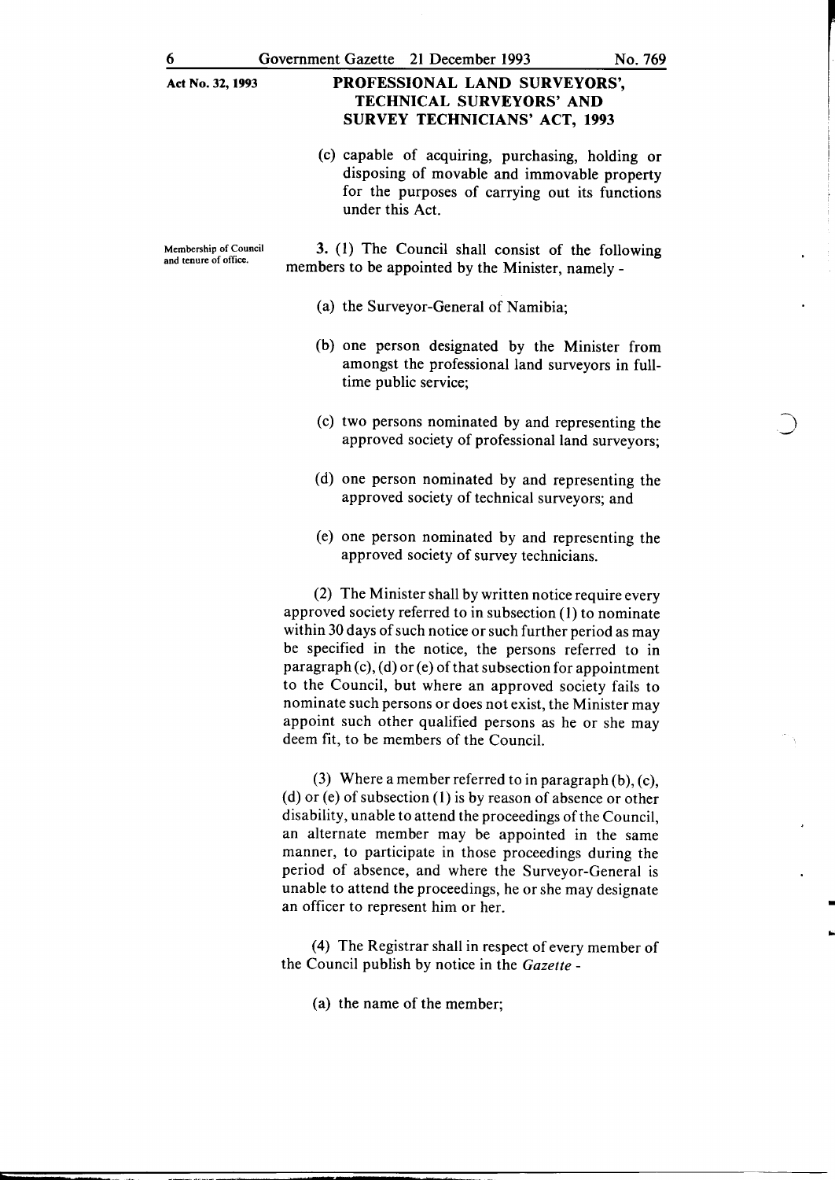(c) capable of acquiring, purchasing, holding or disposing of movable and immovable property for the purposes of carrying out its functions under this Act.

**Membership of Council and tenure of office.**

**3.** (1) The Council shall consist of the following members to be appointed by the Minister, namely -

(a) the Surveyor-General of Namibia;

(b) one person designated by the Minister from amongst the professional land surveyors in full-time public service;

(c) two persons nominated by and representing the approved society of professional land surveyors;

(d) one person nominated by and representing the approved society of technical surveyors; and

(e) one person nominated by and representing the approved society of survey technicians.

(2) The Minister shall by written notice require every approved society referred to in subsection (1) to nominate within 30 days of such notice or such further period as may be specified in the notice, the persons referred to in paragraph (c), (d) or (e) of that subsection for appointment to the Council, but where an approved society fails to nominate such persons or does not exist, the Minister may appoint such other qualified persons as he or she may deem fit, to be members of the Council.

(3) Where a member referred to in paragraph (b), (c), (d) or (e) of subsection (1) is by reason of absence or other disability, unable to attend the proceedings of the Council, an alternate member may be appointed in the same manner, to participate in those proceedings during the period of absence, and where the Surveyor-General is unable to attend the proceedings, he or she may designate an officer to represent him or her.

(4) The Registrar shall in respect of every member of the Council publish by notice in the *Gazette* -

(a) the name of the member;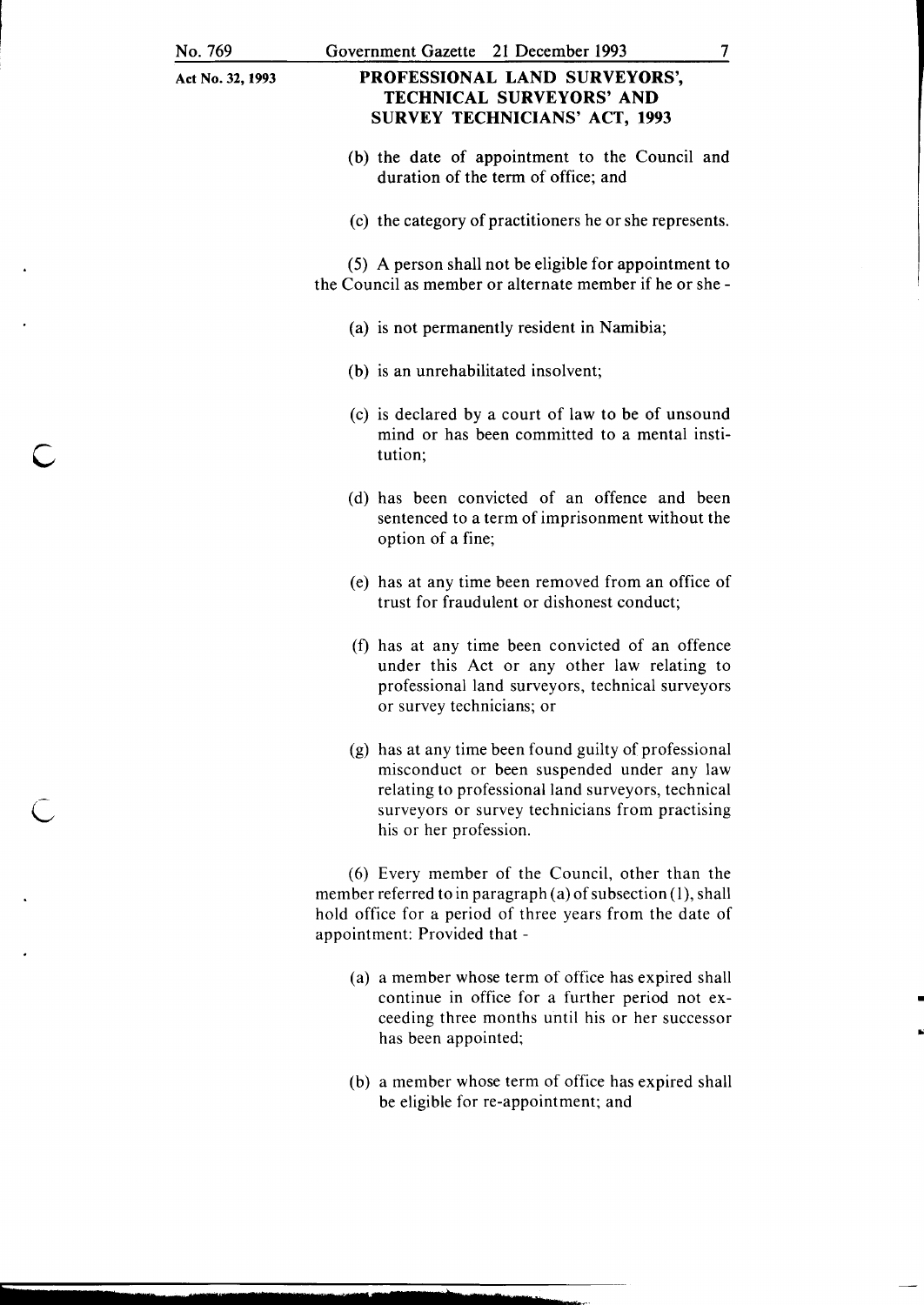(b) the date of appointment to the Council and duration of the term of office; and

(c) the category of practitioners he or she represents.

(5) A person shall not be eligible for appointment to the Council as member or alternate member if he or she -

(a) is not permanently resident in Namibia;

(b) is an unrehabilitated insolvent;

(c) is declared by a court of law to be of unsound mind or has been committed to a mental institution;

(d) has been convicted of an offence and been sentenced to a term of imprisonment without the option of a fine;

(e) has at any time been removed from an office of trust for fraudulent or dishonest conduct;

(f) has at any time been convicted of an offence under this Act or any other law relating to professional land surveyors, technical surveyors or survey technicians; or

(g) has at any time been found guilty of professional misconduct or been suspended under any law relating to professional land surveyors, technical surveyors or survey technicians from practising his or her profession.

(6) Every member of the Council, other than the member referred to in paragraph (a) of subsection (1), shall hold office for a period of three years from the date of appointment: Provided that -

(a) a member whose term of office has expired shall continue in office for a further period not exceeding three months until his or her successor has been appointed;

(b) a member whose term of office has expired shall be eligible for re-appointment; and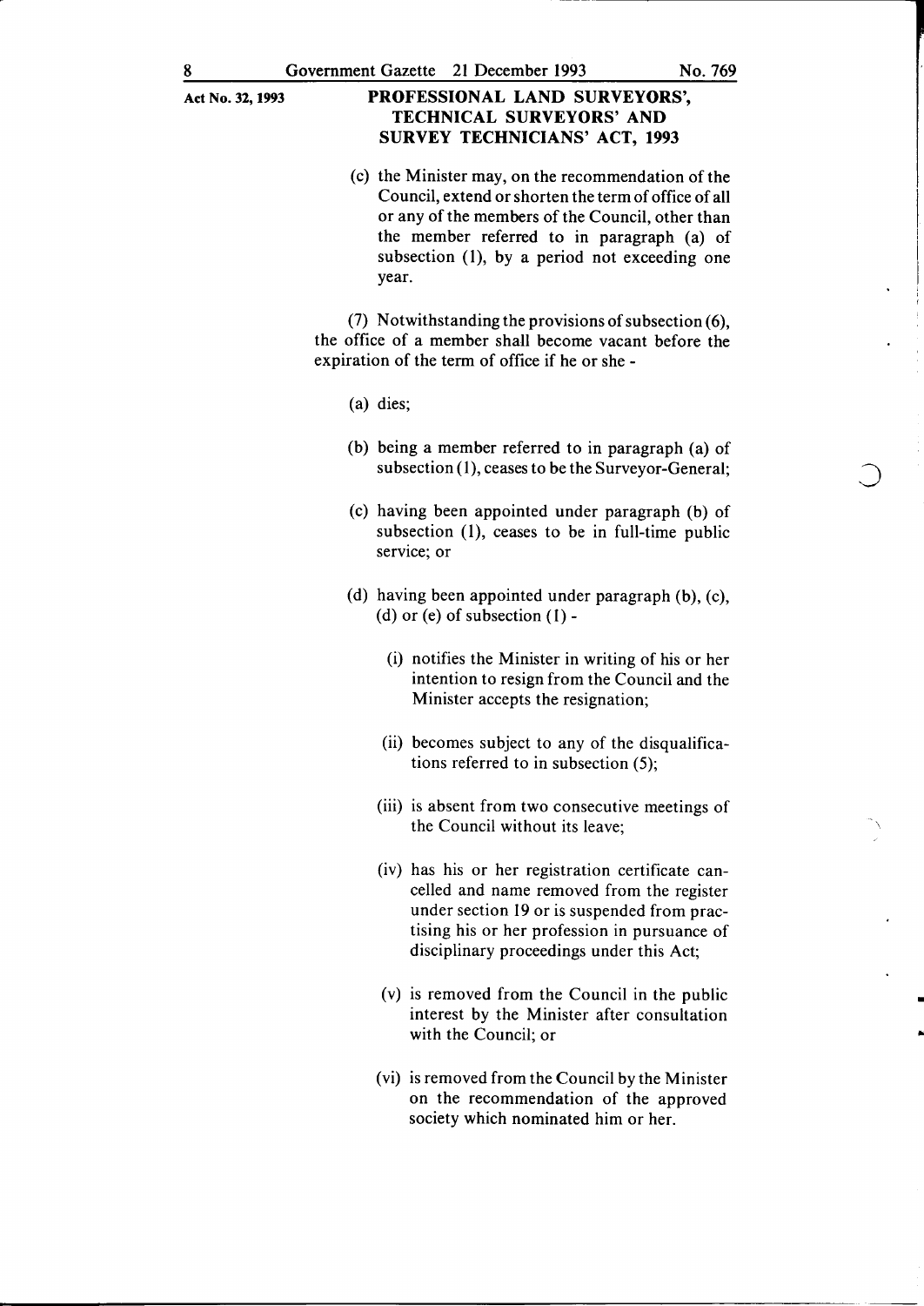(c) the Minister may, on the recommendation of the Council, extend or shorten the term of office of all or any of the members of the Council, other than the member referred to in paragraph (a) of subsection (1), by a period not exceeding one year.

(7) Notwithstanding the provisions of subsection (6), the office of a member shall become vacant before the expiration of the term of office if he or she -

(a) dies;

(b) being a member referred to in paragraph (a) of subsection (1), ceases to be the Surveyor-General;

(c) having been appointed under paragraph (b) of subsection (1), ceases to be in full-time public service; or

(d) having been appointed under paragraph (b), (c), (d) or (e) of subsection (1) -

(i) notifies the Minister in writing of his or her intention to resign from the Council and the Minister accepts the resignation;

(ii) becomes subject to any of the disqualifications referred to in subsection (5);

(iii) is absent from two consecutive meetings of the Council without its leave;

(iv) has his or her registration certificate cancelled and name removed from the register under section 19 or is suspended from practising his or her profession in pursuance of disciplinary proceedings under this Act;

(v) is removed from the Council in the public interest by the Minister after consultation with the Council; or

(vi) is removed from the Council by the Minister on the recommendation of the approved society which nominated him or her.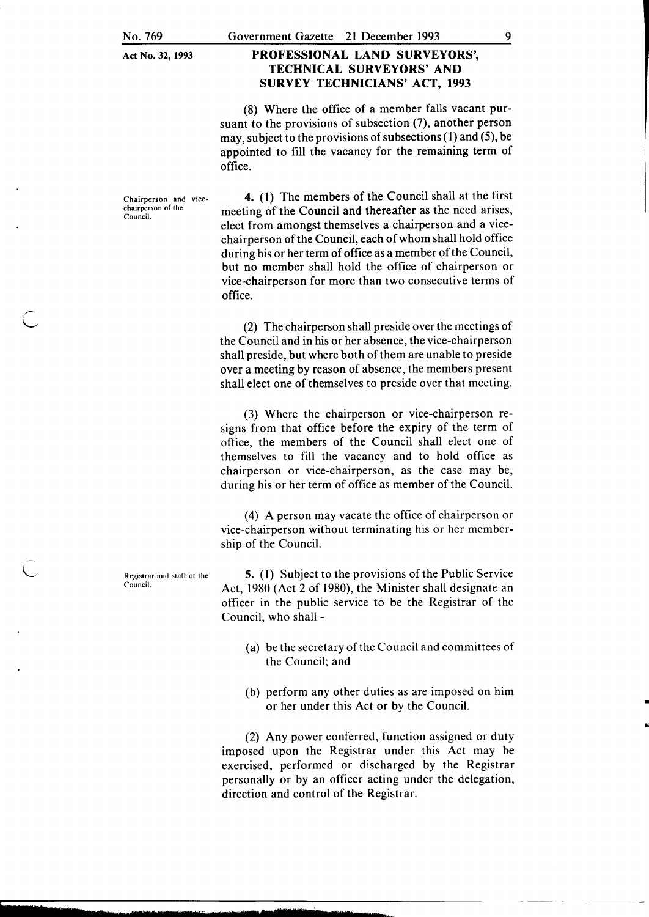(8) Where the office of a member falls vacant pursuant to the provisions of subsection (7), another person may, subject to the provisions of subsections (1) and (5), be appointed to fill the vacancy for the remaining term of office.

**Chairperson and vice-chairperson of the Council.**

4. (1) The members of the Council shall at the first meeting of the Council and thereafter as the need arises, elect from amongst themselves a chairperson and a vice-chairperson of the Council, each of whom shall hold office during his or her term of office as a member of the Council, but no member shall hold the office of chairperson or vice-chairperson for more than two consecutive terms of office.

(2) The chairperson shall preside over the meetings of the Council and in his or her absence, the vice-chairperson shall preside, but where both of them are unable to preside over a meeting by reason of absence, the members present shall elect one of themselves to preside over that meeting.

(3) Where the chairperson or vice-chairperson resigns from that office before the expiry of the term of office, the members of the Council shall elect one of themselves to fill the vacancy and to hold office as chairperson or vice-chairperson, as the case may be, during his or her term of office as member of the Council.

(4) A person may vacate the office of chairperson or vice-chairperson without terminating his or her membership of the Council.

**Registrar and staff of the Council.**

5. (1) Subject to the provisions of the Public Service Act, 1980 (Act 2 of 1980), the Minister shall designate an officer in the public service to be the Registrar of the Council, who shall -

(a) be the secretary of the Council and committees of the Council; and

(b) perform any other duties as are imposed on him or her under this Act or by the Council.

(2) Any power conferred, function assigned or duty imposed upon the Registrar under this Act may be exercised, performed or discharged by the Registrar personally or by an officer acting under the delegation, direction and control of the Registrar.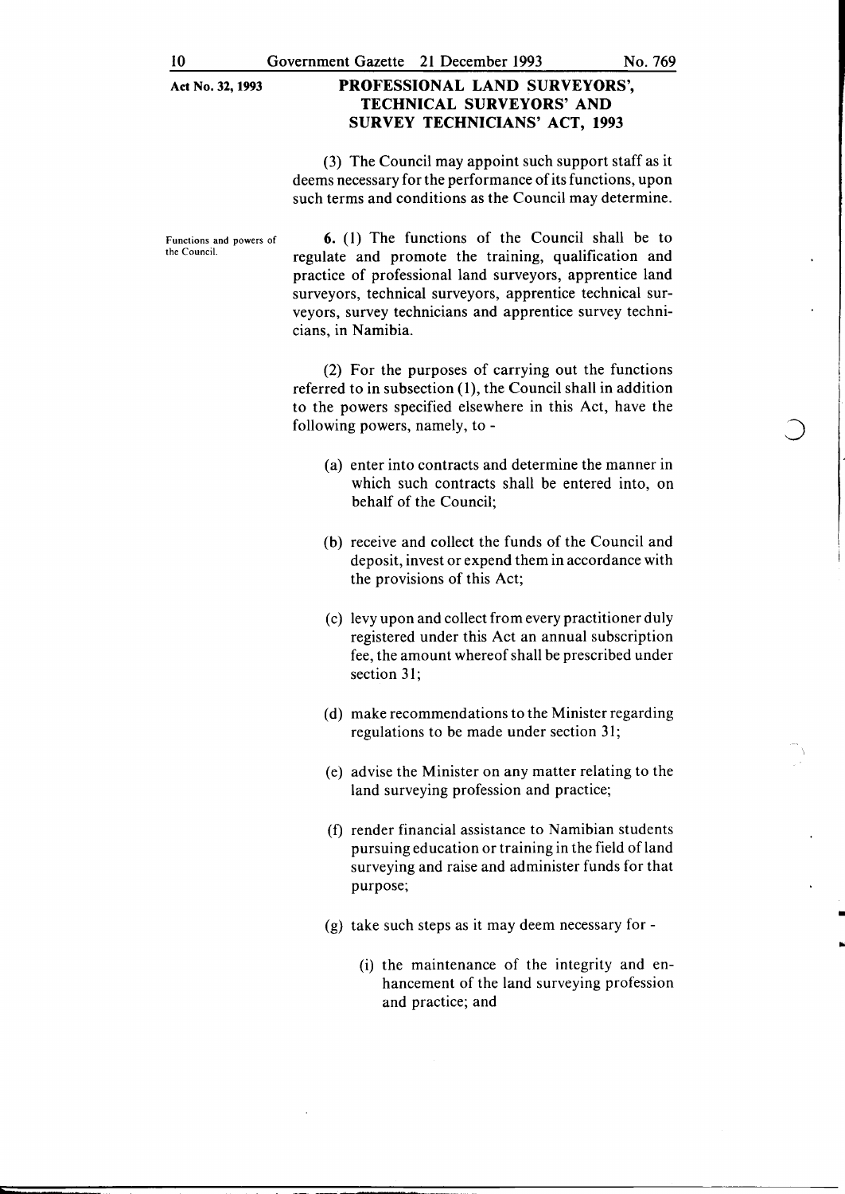(3) The Council may appoint such support staff as it deems necessary for the performance of its functions, upon such terms and conditions as the Council may determine.

Functions and powers of the Council.

**6.** (1) The functions of the Council shall be to regulate and promote the training, qualification and practice of professional land surveyors, apprentice land surveyors, technical surveyors, apprentice technical surveyors, survey technicians and apprentice survey technicians, in Namibia.

(2) For the purposes of carrying out the functions referred to in subsection (1), the Council shall in addition to the powers specified elsewhere in this Act, have the following powers, namely, to -

(a) enter into contracts and determine the manner in which such contracts shall be entered into, on behalf of the Council;

(b) receive and collect the funds of the Council and deposit, invest or expend them in accordance with the provisions of this Act;

(c) levy upon and collect from every practitioner duly registered under this Act an annual subscription fee, the amount whereof shall be prescribed under section 31;

(d) make recommendations to the Minister regarding regulations to be made under section 31;

(e) advise the Minister on any matter relating to the land surveying profession and practice;

(f) render financial assistance to Namibian students pursuing education or training in the field of land surveying and raise and administer funds for that purpose;

(g) take such steps as it may deem necessary for -

(i) the maintenance of the integrity and enhancement of the land surveying profession and practice; and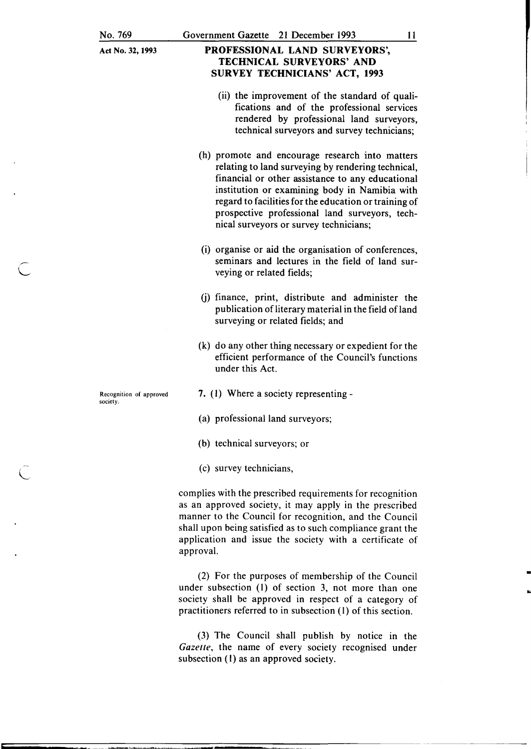**PROFESSIONAL LAND SURVEYORS', TECHNICAL SURVEYORS' AND SURVEY TECHNICIANS' ACT, 1993**

(ii) the improvement of the standard of qualifications and of the professional services rendered by professional land surveyors, technical surveyors and survey technicians;

(h) promote and encourage research into matters relating to land surveying by rendering technical, financial or other assistance to any educational institution or examining body in Namibia with regard to facilities for the education or training of prospective professional land surveyors, technical surveyors or survey technicians;

(i) organise or aid the organisation of conferences, seminars and lectures in the field of land surveying or related fields;

(j) finance, print, distribute and administer the publication of literary material in the field of land surveying or related fields; and

(k) do any other thing necessary or expedient for the efficient performance of the Council's functions under this Act.

Recognition of approved society.

**7.** (1) Where a society representing -

(a) professional land surveyors;

(b) technical surveyors; or

(c) survey technicians,

complies with the prescribed requirements for recognition as an approved society, it may apply in the prescribed manner to the Council for recognition, and the Council shall upon being satisfied as to such compliance grant the application and issue the society with a certificate of approval.

(2) For the purposes of membership of the Council under subsection (1) of section 3, not more than one society shall be approved in respect of a category of practitioners referred to in subsection (1) of this section.

(3) The Council shall publish by notice in the *Gazette*, the name of every society recognised under subsection (1) as an approved society.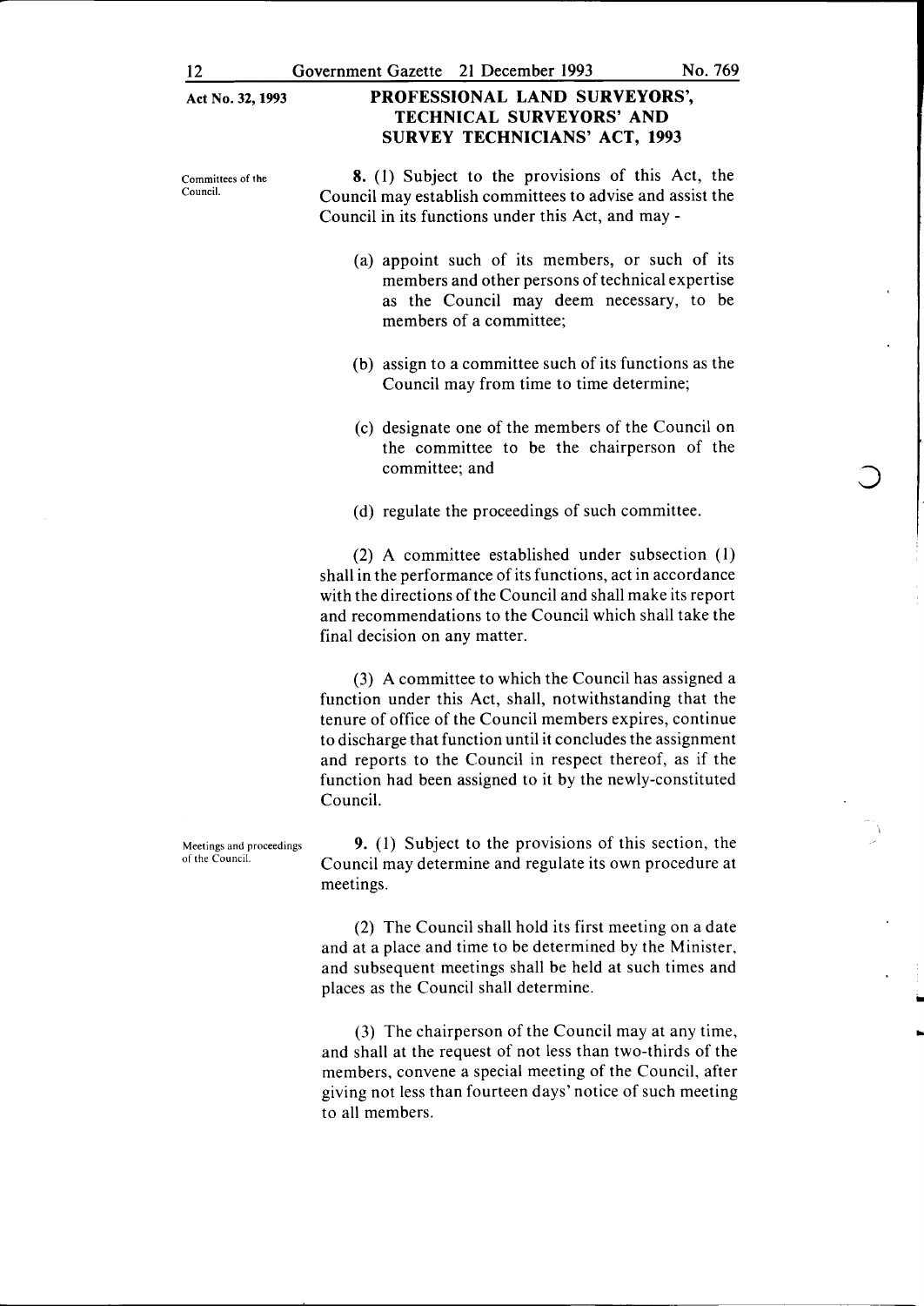**Committees of the Council.**

**8.** (1) Subject to the provisions of this Act, the Council may establish committees to advise and assist the Council in its functions under this Act, and may -

(a) appoint such of its members, or such of its members and other persons of technical expertise as the Council may deem necessary, to be members of a committee;

(b) assign to a committee such of its functions as the Council may from time to time determine;

(c) designate one of the members of the Council on the committee to be the chairperson of the committee; and

(d) regulate the proceedings of such committee.

(2) A committee established under subsection (1) shall in the performance of its functions, act in accordance with the directions of the Council and shall make its report and recommendations to the Council which shall take the final decision on any matter.

(3) A committee to which the Council has assigned a function under this Act, shall, notwithstanding that the tenure of office of the Council members expires, continue to discharge that function until it concludes the assignment and reports to the Council in respect thereof, as if the function had been assigned to it by the newly-constituted Council.

**Meetings and proceedings of the Council.**

**9.** (1) Subject to the provisions of this section, the Council may determine and regulate its own procedure at meetings.

(2) The Council shall hold its first meeting on a date and at a place and time to be determined by the Minister, and subsequent meetings shall be held at such times and places as the Council shall determine.

(3) The chairperson of the Council may at any time, and shall at the request of not less than two-thirds of the members, convene a special meeting of the Council, after giving not less than fourteen days' notice of such meeting to all members.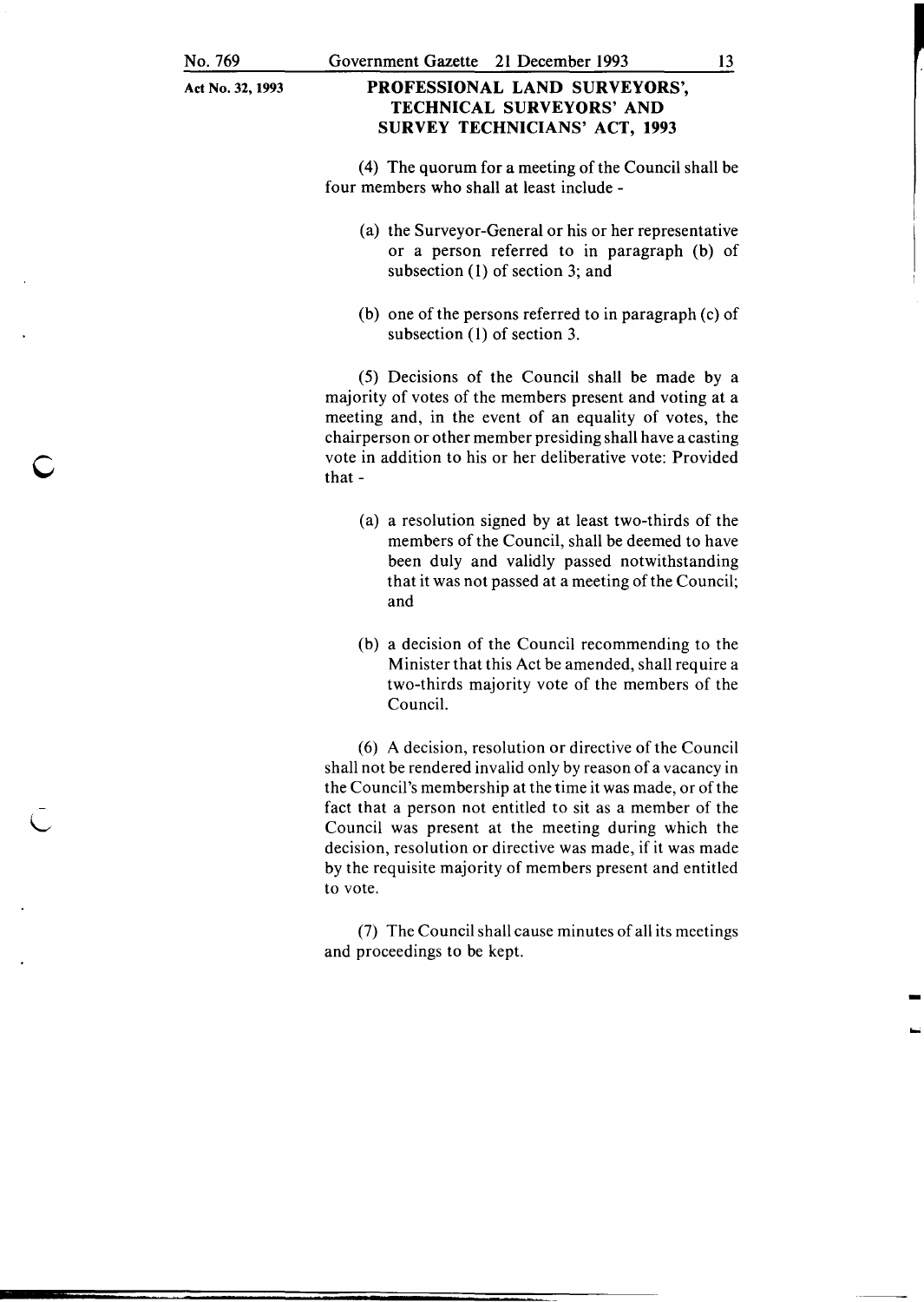(4) The quorum for a meeting of the Council shall be four members who shall at least include -

(a) the Surveyor-General or his or her representative or a person referred to in paragraph (b) of subsection (1) of section 3; and

(b) one of the persons referred to in paragraph (c) of subsection (1) of section 3.

(5) Decisions of the Council shall be made by a majority of votes of the members present and voting at a meeting and, in the event of an equality of votes, the chairperson or other member presiding shall have a casting vote in addition to his or her deliberative vote: Provided that -

(a) a resolution signed by at least two-thirds of the members of the Council, shall be deemed to have been duly and validly passed notwithstanding that it was not passed at a meeting of the Council; and

(b) a decision of the Council recommending to the Minister that this Act be amended, shall require a two-thirds majority vote of the members of the Council.

(6) A decision, resolution or directive of the Council shall not be rendered invalid only by reason of a vacancy in the Council's membership at the time it was made, or of the fact that a person not entitled to sit as a member of the Council was present at the meeting during which the decision, resolution or directive was made, if it was made by the requisite majority of members present and entitled to vote.

(7) The Council shall cause minutes of all its meetings and proceedings to be kept.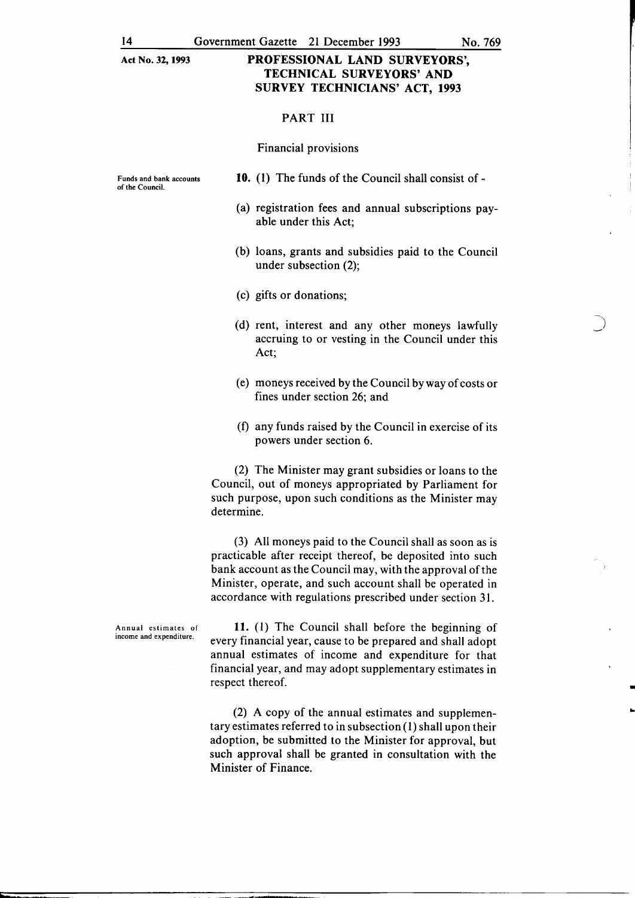## PART III

### Financial provisions

**Funds and bank accounts of the Council.**

**10.** (1) The funds of the Council shall consist of -

(a) registration fees and annual subscriptions payable under this Act;

(b) loans, grants and subsidies paid to the Council under subsection (2);

(c) gifts or donations;

(d) rent, interest and any other moneys lawfully accruing to or vesting in the Council under this Act;

(e) moneys received by the Council by way of costs or fines under section 26; and

(f) any funds raised by the Council in exercise of its powers under section 6.

(2) The Minister may grant subsidies or loans to the Council, out of moneys appropriated by Parliament for such purpose, upon such conditions as the Minister may determine.

(3) All moneys paid to the Council shall as soon as is practicable after receipt thereof, be deposited into such bank account as the Council may, with the approval of the Minister, operate, and such account shall be operated in accordance with regulations prescribed under section 31.

**Annual estimates of income and expenditure.**

**11.** (1) The Council shall before the beginning of every financial year, cause to be prepared and shall adopt annual estimates of income and expenditure for that financial year, and may adopt supplementary estimates in respect thereof.

(2) A copy of the annual estimates and supplementary estimates referred to in subsection (1) shall upon their adoption, be submitted to the Minister for approval, but such approval shall be granted in consultation with the Minister of Finance.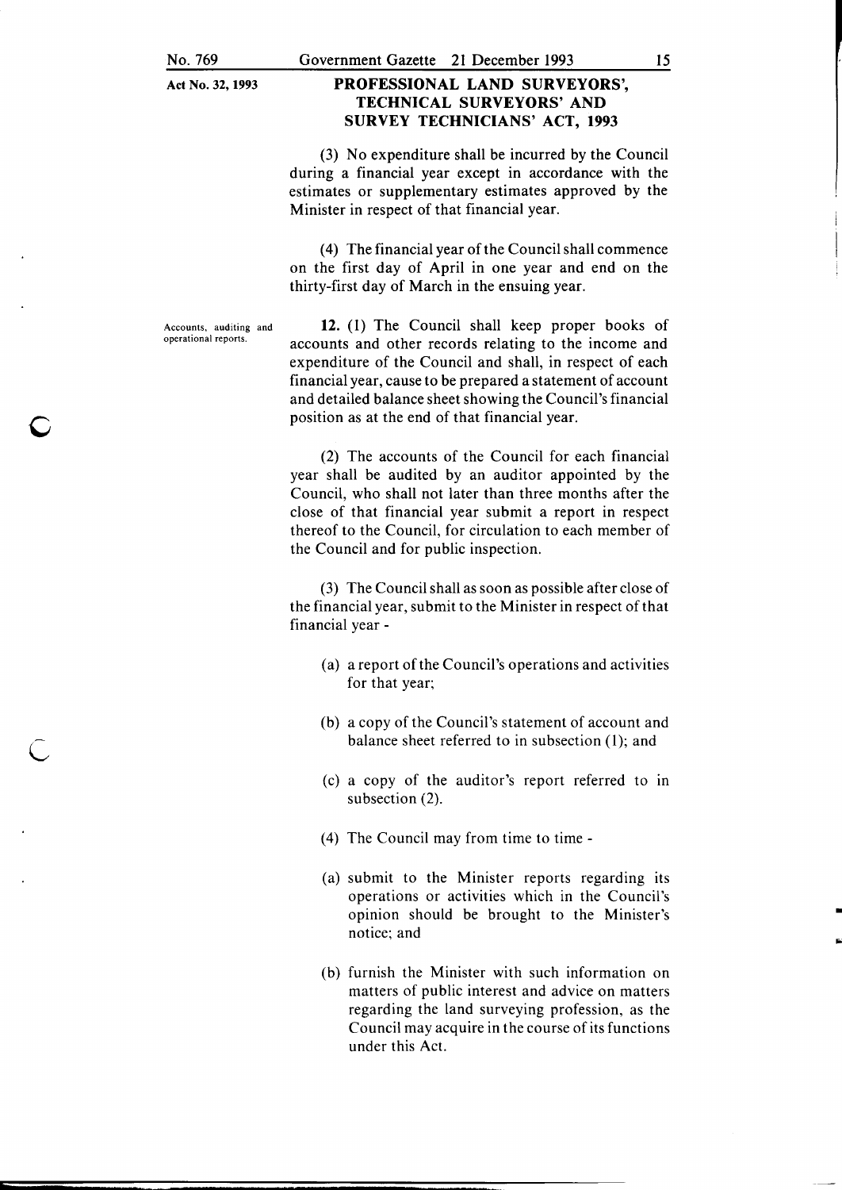(3) No expenditure shall be incurred by the Council during a financial year except in accordance with the estimates or supplementary estimates approved by the Minister in respect of that financial year.

(4) The financial year of the Council shall commence on the first day of April in one year and end on the thirty-first day of March in the ensuing year.

Accounts, auditing and operational reports.

**12.** (1) The Council shall keep proper books of accounts and other records relating to the income and expenditure of the Council and shall, in respect of each financial year, cause to be prepared a statement of account and detailed balance sheet showing the Council's financial position as at the end of that financial year.

(2) The accounts of the Council for each financial year shall be audited by an auditor appointed by the Council, who shall not later than three months after the close of that financial year submit a report in respect thereof to the Council, for circulation to each member of the Council and for public inspection.

(3) The Council shall as soon as possible after close of the financial year, submit to the Minister in respect of that financial year -

(a) a report of the Council's operations and activities for that year;

(b) a copy of the Council's statement of account and balance sheet referred to in subsection (1); and

(c) a copy of the auditor's report referred to in subsection (2).

(4) The Council may from time to time -

(a) submit to the Minister reports regarding its operations or activities which in the Council's opinion should be brought to the Minister's notice; and

(b) furnish the Minister with such information on matters of public interest and advice on matters regarding the land surveying profession, as the Council may acquire in the course of its functions under this Act.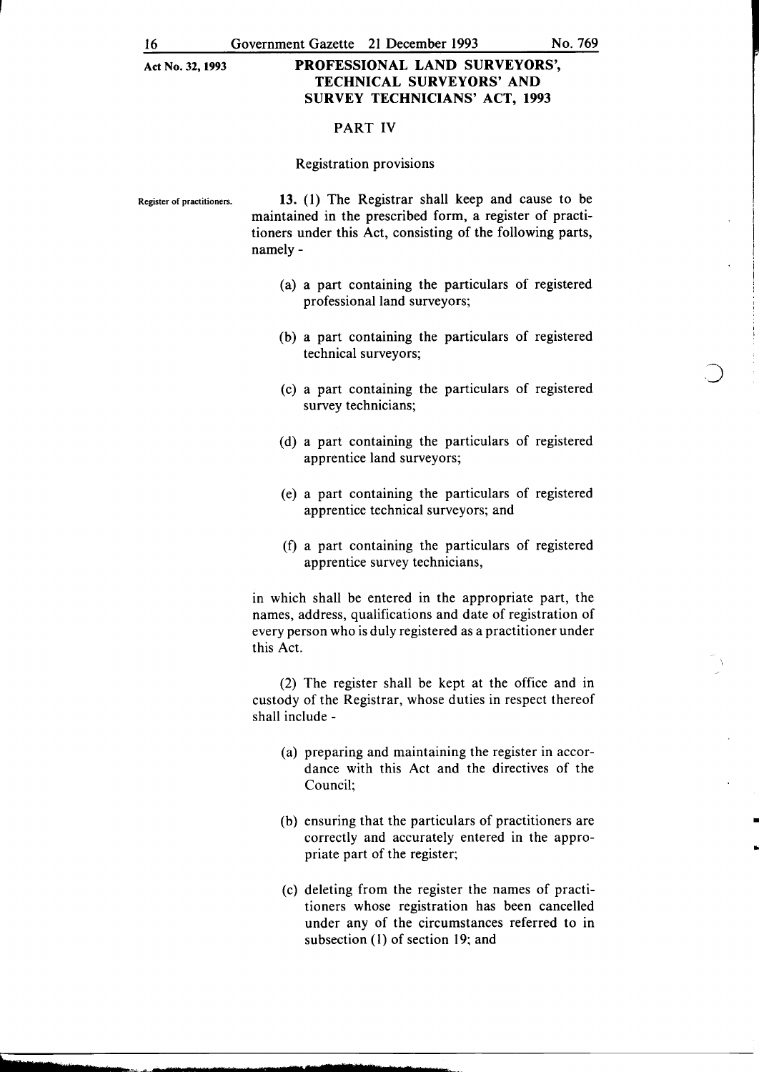## PART IV

### Registration provisions

Register of practitioners.

**13.** (1) The Registrar shall keep and cause to be maintained in the prescribed form, a register of practitioners under this Act, consisting of the following parts, namely -

(a) a part containing the particulars of registered professional land surveyors;

(b) a part containing the particulars of registered technical surveyors;

(c) a part containing the particulars of registered survey technicians;

(d) a part containing the particulars of registered apprentice land surveyors;

(e) a part containing the particulars of registered apprentice technical surveyors; and

(f) a part containing the particulars of registered apprentice survey technicians,

in which shall be entered in the appropriate part, the names, address, qualifications and date of registration of every person who is duly registered as a practitioner under this Act.

(2) The register shall be kept at the office and in custody of the Registrar, whose duties in respect thereof shall include -

(a) preparing and maintaining the register in accordance with this Act and the directives of the Council;

(b) ensuring that the particulars of practitioners are correctly and accurately entered in the appropriate part of the register;

(c) deleting from the register the names of practitioners whose registration has been cancelled under any of the circumstances referred to in subsection (1) of section 19; and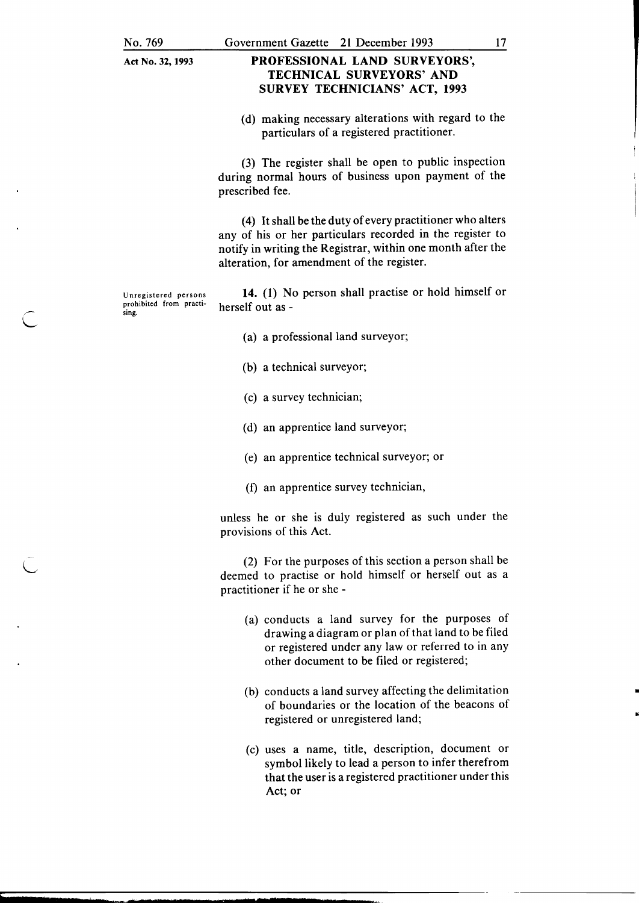(d) making necessary alterations with regard to the particulars of a registered practitioner.

(3) The register shall be open to public inspection during normal hours of business upon payment of the prescribed fee.

(4) It shall be the duty of every practitioner who alters any of his or her particulars recorded in the register to notify in writing the Registrar, within one month after the alteration, for amendment of the register.

*Unregistered persons prohibited from practising.*

**14.** (1) No person shall practise or hold himself or herself out as -

(a) a professional land surveyor;

(b) a technical surveyor;

(c) a survey technician;

(d) an apprentice land surveyor;

(e) an apprentice technical surveyor; or

(f) an apprentice survey technician,

unless he or she is duly registered as such under the provisions of this Act.

(2) For the purposes of this section a person shall be deemed to practise or hold himself or herself out as a practitioner if he or she -

(a) conducts a land survey for the purposes of drawing a diagram or plan of that land to be filed or registered under any law or referred to in any other document to be filed or registered;

(b) conducts a land survey affecting the delimitation of boundaries or the location of the beacons of registered or unregistered land;

(c) uses a name, title, description, document or symbol likely to lead a person to infer therefrom that the user is a registered practitioner under this Act; or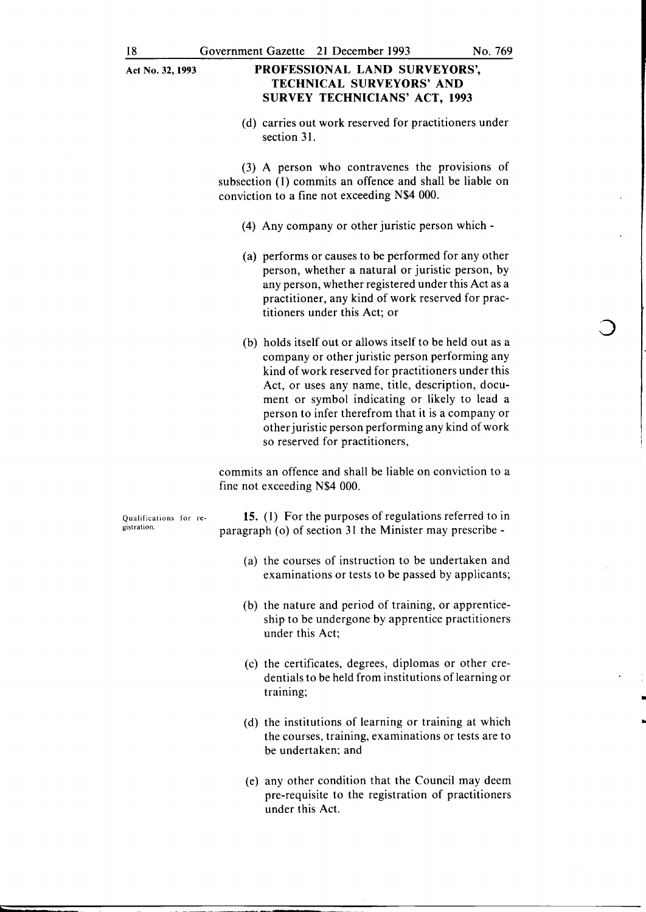(d) carries out work reserved for practitioners under section 31.

(3) A person who contravenes the provisions of subsection (1) commits an offence and shall be liable on conviction to a fine not exceeding N$4 000.

(4) Any company or other juristic person which -

(a) performs or causes to be performed for any other person, whether a natural or juristic person, by any person, whether registered under this Act as a practitioner, any kind of work reserved for practitioners under this Act; or

(b) holds itself out or allows itself to be held out as a company or other juristic person performing any kind of work reserved for practitioners under this Act, or uses any name, title, description, document or symbol indicating or likely to lead a person to infer therefrom that it is a company or other juristic person performing any kind of work so reserved for practitioners,

commits an offence and shall be liable on conviction to a fine not exceeding N$4 000.

Qualifications for registration.

**15.** (1) For the purposes of regulations referred to in paragraph (o) of section 31 the Minister may prescribe -

(a) the courses of instruction to be undertaken and examinations or tests to be passed by applicants;

(b) the nature and period of training, or apprenticeship to be undergone by apprentice practitioners under this Act;

(c) the certificates, degrees, diplomas or other credentials to be held from institutions of learning or training;

(d) the institutions of learning or training at which the courses, training, examinations or tests are to be undertaken; and

(e) any other condition that the Council may deem pre-requisite to the registration of practitioners under this Act.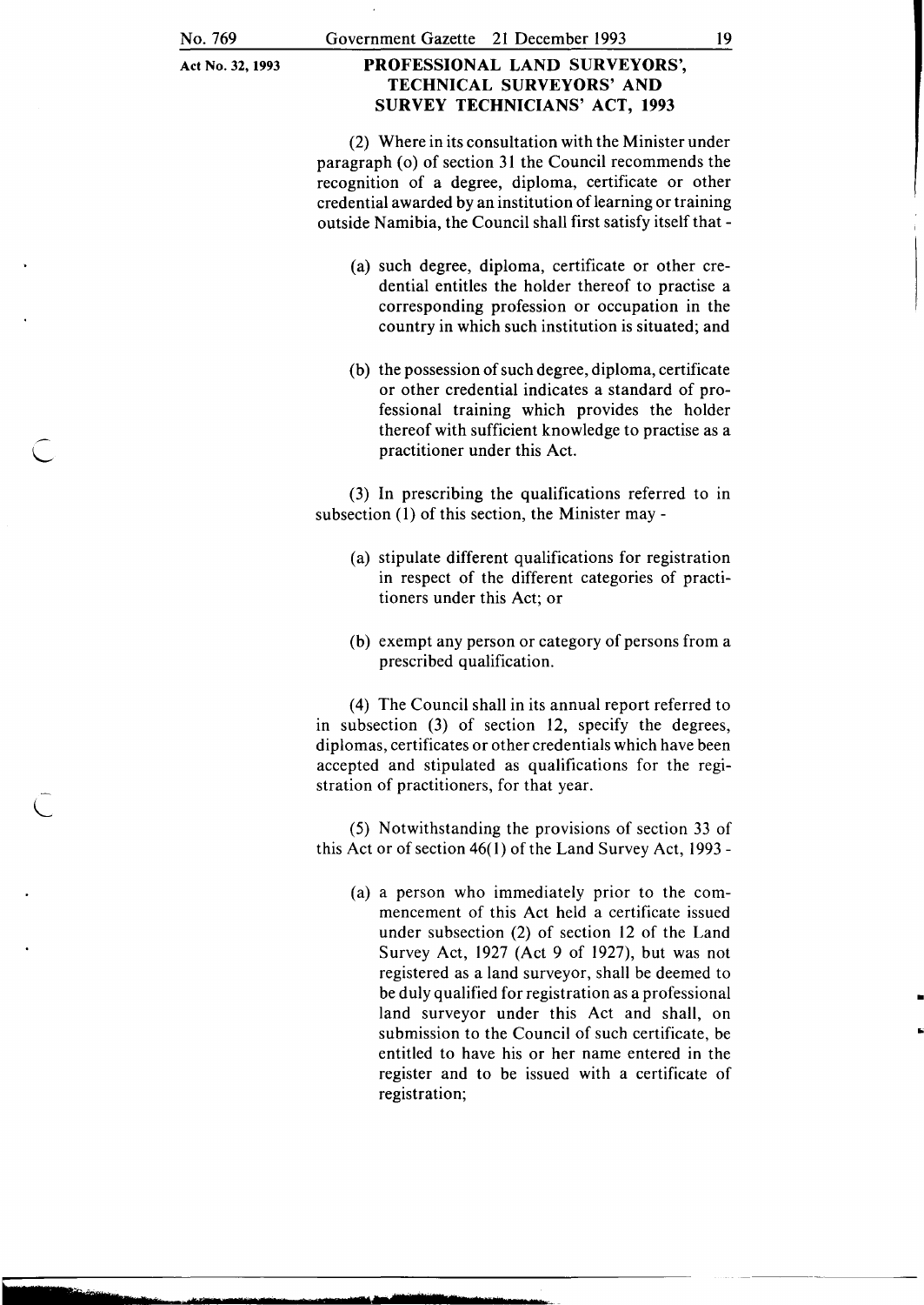(2) Where in its consultation with the Minister under paragraph (o) of section 31 the Council recommends the recognition of a degree, diploma, certificate or other credential awarded by an institution of learning or training outside Namibia, the Council shall first satisfy itself that -

(a) such degree, diploma, certificate or other credential entitles the holder thereof to practise a corresponding profession or occupation in the country in which such institution is situated; and

(b) the possession of such degree, diploma, certificate or other credential indicates a standard of professional training which provides the holder thereof with sufficient knowledge to practise as a practitioner under this Act.

(3) In prescribing the qualifications referred to in subsection (1) of this section, the Minister may -

(a) stipulate different qualifications for registration in respect of the different categories of practitioners under this Act; or

(b) exempt any person or category of persons from a prescribed qualification.

(4) The Council shall in its annual report referred to in subsection (3) of section 12, specify the degrees, diplomas, certificates or other credentials which have been accepted and stipulated as qualifications for the registration of practitioners, for that year.

(5) Notwithstanding the provisions of section 33 of this Act or of section 46(1) of the Land Survey Act, 1993 -

(a) a person who immediately prior to the commencement of this Act held a certificate issued under subsection (2) of section 12 of the Land Survey Act, 1927 (Act 9 of 1927), but was not registered as a land surveyor, shall be deemed to be duly qualified for registration as a professional land surveyor under this Act and shall, on submission to the Council of such certificate, be entitled to have his or her name entered in the register and to be issued with a certificate of registration;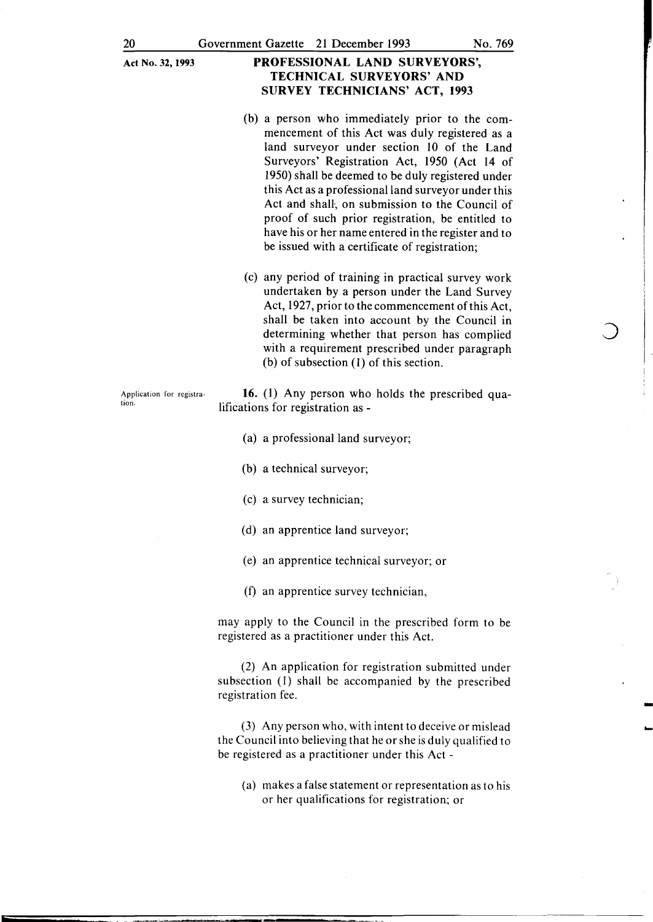(b) a person who immediately prior to the commencement of this Act was duly registered as a land surveyor under section 10 of the Land Surveyors' Registration Act, 1950 (Act 14 of 1950) shall be deemed to be duly registered under this Act as a professional land surveyor under this Act and shall, on submission to the Council of proof of such prior registration, be entitled to have his or her name entered in the register and to be issued with a certificate of registration;

(c) any period of training in practical survey work undertaken by a person under the Land Survey Act, 1927, prior to the commencement of this Act, shall be taken into account by the Council in determining whether that person has complied with a requirement prescribed under paragraph (b) of subsection (1) of this section.

Application for registration.

**16.** (1) Any person who holds the prescribed qualifications for registration as -

(a) a professional land surveyor;

(b) a technical surveyor;

(c) a survey technician;

(d) an apprentice land surveyor;

(e) an apprentice technical surveyor; or

(f) an apprentice survey technician,

may apply to the Council in the prescribed form to be registered as a practitioner under this Act.

(2) An application for registration submitted under subsection (1) shall be accompanied by the prescribed registration fee.

(3) Any person who, with intent to deceive or mislead the Council into believing that he or she is duly qualified to be registered as a practitioner under this Act -

(a) makes a false statement or representation as to his or her qualifications for registration; or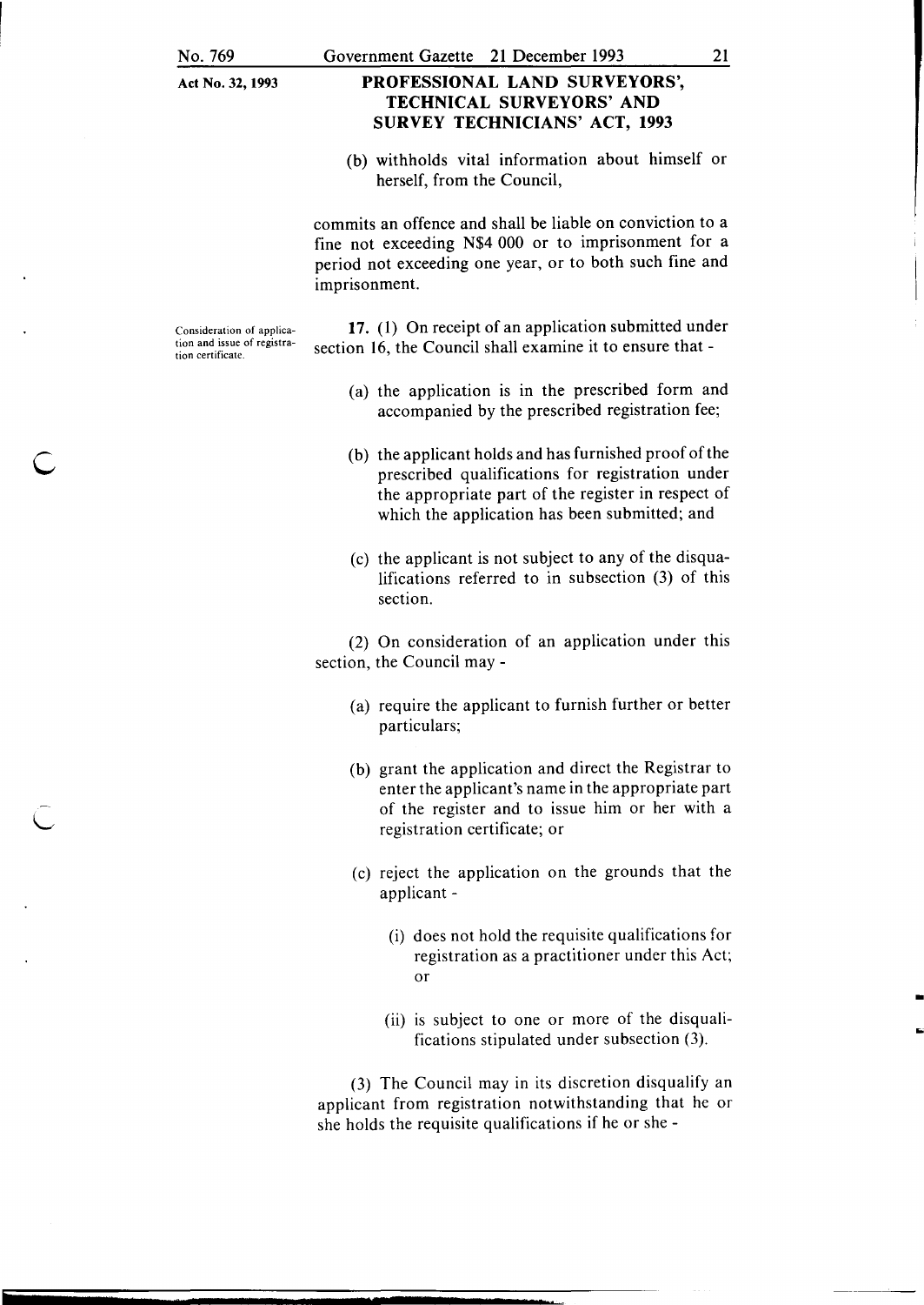(b) withholds vital information about himself or herself, from the Council,

commits an offence and shall be liable on conviction to a fine not exceeding N$4 000 or to imprisonment for a period not exceeding one year, or to both such fine and imprisonment.

**Consideration of application and issue of registration certificate.**

**17.** (1) On receipt of an application submitted under section 16, the Council shall examine it to ensure that -

(a) the application is in the prescribed form and accompanied by the prescribed registration fee;

(b) the applicant holds and has furnished proof of the prescribed qualifications for registration under the appropriate part of the register in respect of which the application has been submitted; and

(c) the applicant is not subject to any of the disqualifications referred to in subsection (3) of this section.

(2) On consideration of an application under this section, the Council may -

(a) require the applicant to furnish further or better particulars;

(b) grant the application and direct the Registrar to enter the applicant's name in the appropriate part of the register and to issue him or her with a registration certificate; or

(c) reject the application on the grounds that the applicant -

(i) does not hold the requisite qualifications for registration as a practitioner under this Act; or

(ii) is subject to one or more of the disqualifications stipulated under subsection (3).

(3) The Council may in its discretion disqualify an applicant from registration notwithstanding that he or she holds the requisite qualifications if he or she -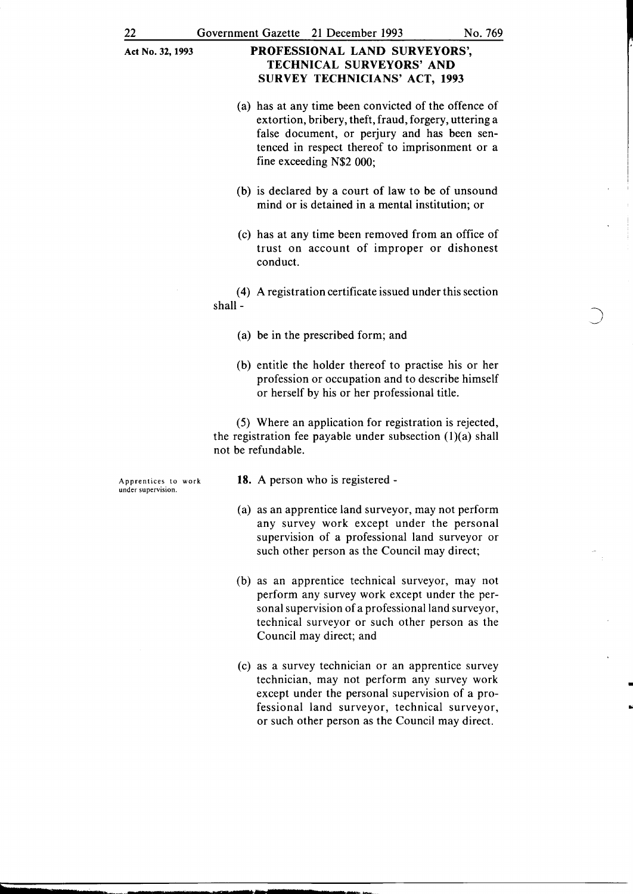(a) has at any time been convicted of the offence of extortion, bribery, theft, fraud, forgery, uttering a false document, or perjury and has been sentenced in respect thereof to imprisonment or a fine exceeding N$2 000;

(b) is declared by a court of law to be of unsound mind or is detained in a mental institution; or

(c) has at any time been removed from an office of trust on account of improper or dishonest conduct.

(4) A registration certificate issued under this section shall -

(a) be in the prescribed form; and

(b) entitle the holder thereof to practise his or her profession or occupation and to describe himself or herself by his or her professional title.

(5) Where an application for registration is rejected, the registration fee payable under subsection (1)(a) shall not be refundable.

Apprentices to work under supervision.

**18.** A person who is registered -

(a) as an apprentice land surveyor, may not perform any survey work except under the personal supervision of a professional land surveyor or such other person as the Council may direct;

(b) as an apprentice technical surveyor, may not perform any survey work except under the personal supervision of a professional land surveyor, technical surveyor or such other person as the Council may direct; and

(c) as a survey technician or an apprentice survey technician, may not perform any survey work except under the personal supervision of a professional land surveyor, technical surveyor, or such other person as the Council may direct.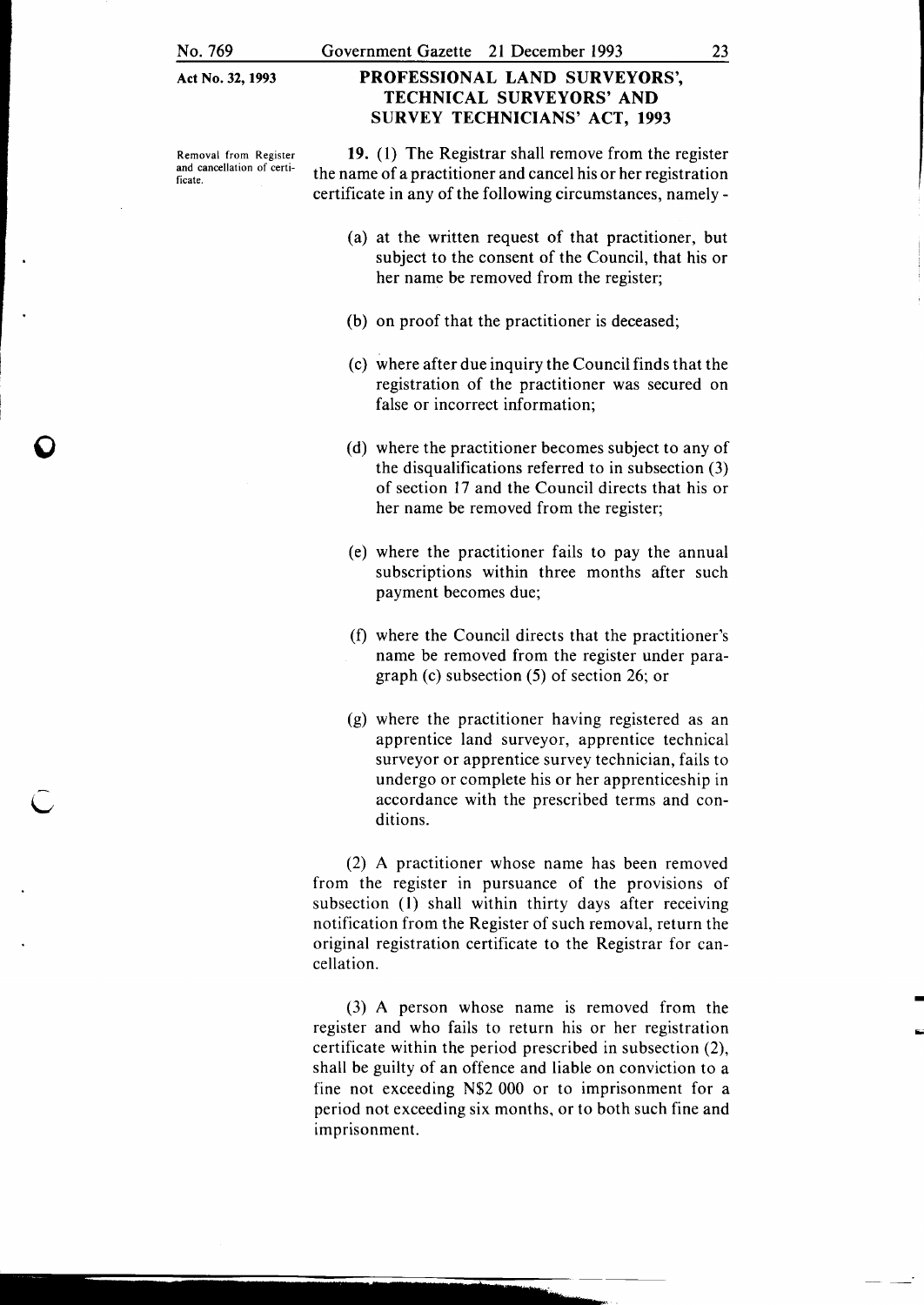**Removal from Register and cancellation of certificate.**

**19.** (1) The Registrar shall remove from the register the name of a practitioner and cancel his or her registration certificate in any of the following circumstances, namely -

(a) at the written request of that practitioner, but subject to the consent of the Council, that his or her name be removed from the register;

(b) on proof that the practitioner is deceased;

(c) where after due inquiry the Council finds that the registration of the practitioner was secured on false or incorrect information;

(d) where the practitioner becomes subject to any of the disqualifications referred to in subsection (3) of section 17 and the Council directs that his or her name be removed from the register;

(e) where the practitioner fails to pay the annual subscriptions within three months after such payment becomes due;

(f) where the Council directs that the practitioner's name be removed from the register under paragraph (c) subsection (5) of section 26; or

(g) where the practitioner having registered as an apprentice land surveyor, apprentice technical surveyor or apprentice survey technician, fails to undergo or complete his or her apprenticeship in accordance with the prescribed terms and conditions.

(2) A practitioner whose name has been removed from the register in pursuance of the provisions of subsection (1) shall within thirty days after receiving notification from the Register of such removal, return the original registration certificate to the Registrar for cancellation.

(3) A person whose name is removed from the register and who fails to return his or her registration certificate within the period prescribed in subsection (2), shall be guilty of an offence and liable on conviction to a fine not exceeding N$2 000 or to imprisonment for a period not exceeding six months, or to both such fine and imprisonment.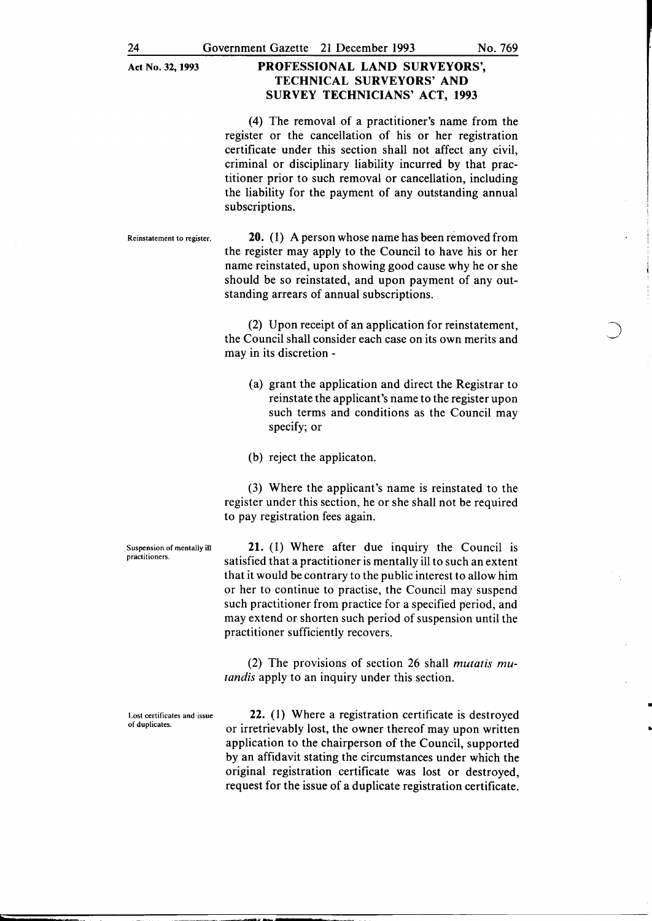(4) The removal of a practitioner's name from the register or the cancellation of his or her registration certificate under this section shall not affect any civil, criminal or disciplinary liability incurred by that practitioner prior to such removal or cancellation, including the liability for the payment of any outstanding annual subscriptions.

Reinstatement to register.

**20.** (1) A person whose name has been removed from the register may apply to the Council to have his or her name reinstated, upon showing good cause why he or she should be so reinstated, and upon payment of any outstanding arrears of annual subscriptions.

(2) Upon receipt of an application for reinstatement, the Council shall consider each case on its own merits and may in its discretion -

(a) grant the application and direct the Registrar to reinstate the applicant's name to the register upon such terms and conditions as the Council may specify; or

(b) reject the applicaton.

(3) Where the applicant's name is reinstated to the register under this section, he or she shall not be required to pay registration fees again.

Suspension of mentally ill practitioners.

**21.** (1) Where after due inquiry the Council is satisfied that a practitioner is mentally ill to such an extent that it would be contrary to the public interest to allow him or her to continue to practise, the Council may suspend such practitioner from practice for a specified period, and may extend or shorten such period of suspension until the practitioner sufficiently recovers.

(2) The provisions of section 26 shall *mutatis mutandis* apply to an inquiry under this section.

Lost certificates and issue of duplicates.

**22.** (1) Where a registration certificate is destroyed or irretrievably lost, the owner thereof may upon written application to the chairperson of the Council, supported by an affidavit stating the circumstances under which the original registration certificate was lost or destroyed, request for the issue of a duplicate registration certificate.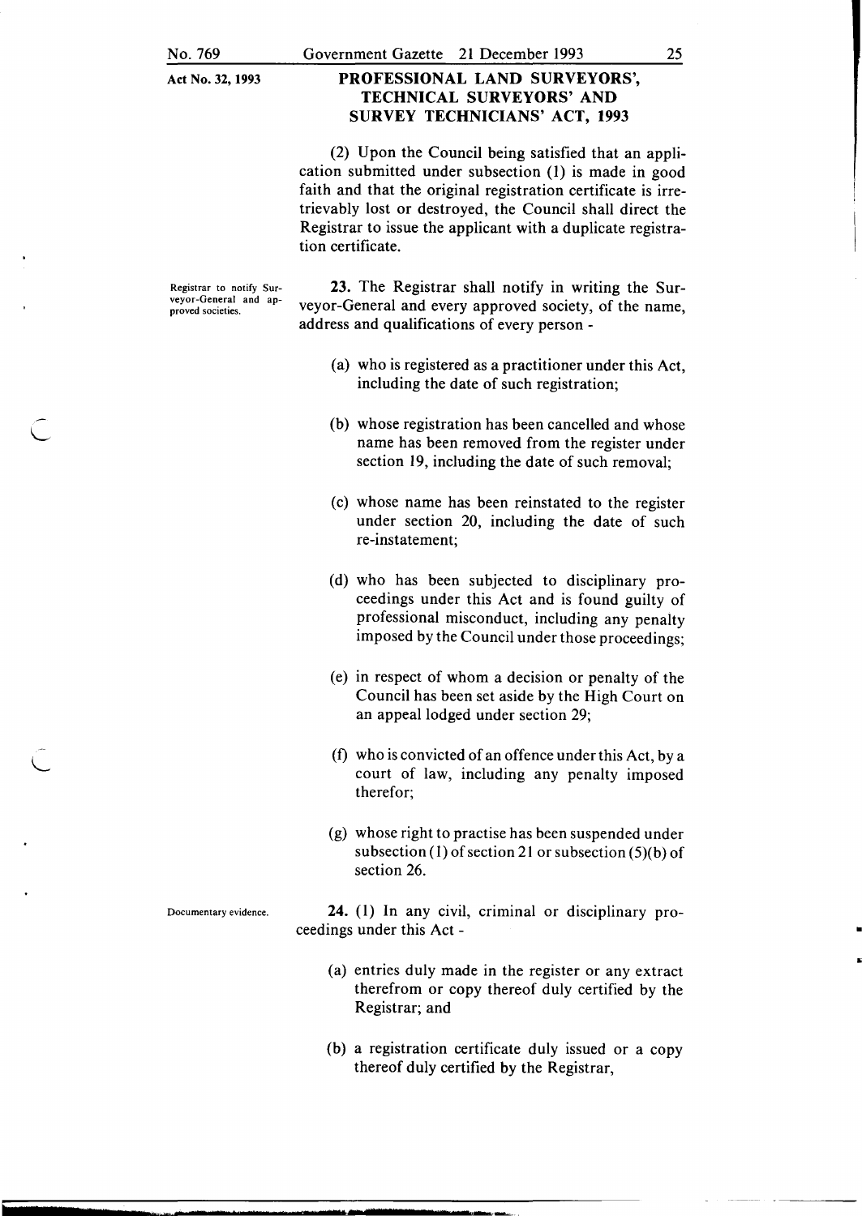(2) Upon the Council being satisfied that an application submitted under subsection (1) is made in good faith and that the original registration certificate is irretrievably lost or destroyed, the Council shall direct the Registrar to issue the applicant with a duplicate registration certificate.

Registrar to notify Surveyor-General and approved societies.

**23.** The Registrar shall notify in writing the Surveyor-General and every approved society, of the name, address and qualifications of every person -

(a) who is registered as a practitioner under this Act, including the date of such registration;

(b) whose registration has been cancelled and whose name has been removed from the register under section 19, including the date of such removal;

(c) whose name has been reinstated to the register under section 20, including the date of such re-instatement;

(d) who has been subjected to disciplinary proceedings under this Act and is found guilty of professional misconduct, including any penalty imposed by the Council under those proceedings;

(e) in respect of whom a decision or penalty of the Council has been set aside by the High Court on an appeal lodged under section 29;

(f) who is convicted of an offence under this Act, by a court of law, including any penalty imposed therefor;

(g) whose right to practise has been suspended under subsection (1) of section 21 or subsection (5)(b) of section 26.

Documentary evidence.

**24.** (1) In any civil, criminal or disciplinary proceedings under this Act -

(a) entries duly made in the register or any extract therefrom or copy thereof duly certified by the Registrar; and

(b) a registration certificate duly issued or a copy thereof duly certified by the Registrar,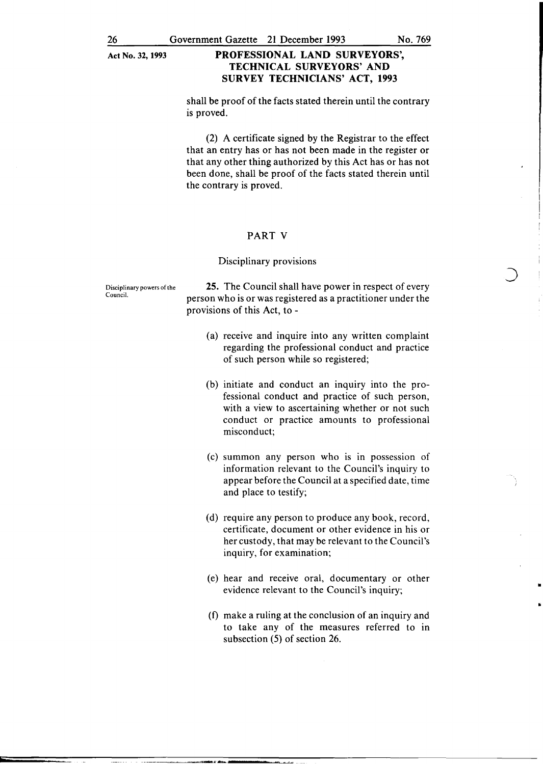shall be proof of the facts stated therein until the contrary is proved.

(2) A certificate signed by the Registrar to the effect that an entry has or has not been made in the register or that any other thing authorized by this Act has or has not been done, shall be proof of the facts stated therein until the contrary is proved.

## PART V

### Disciplinary provisions

Disciplinary powers of the Council.

**25.** The Council shall have power in respect of every person who is or was registered as a practitioner under the provisions of this Act, to -

(a) receive and inquire into any written complaint regarding the professional conduct and practice of such person while so registered;

(b) initiate and conduct an inquiry into the professional conduct and practice of such person, with a view to ascertaining whether or not such conduct or practice amounts to professional misconduct;

(c) summon any person who is in possession of information relevant to the Council's inquiry to appear before the Council at a specified date, time and place to testify;

(d) require any person to produce any book, record, certificate, document or other evidence in his or her custody, that may be relevant to the Council's inquiry, for examination;

(e) hear and receive oral, documentary or other evidence relevant to the Council's inquiry;

(f) make a ruling at the conclusion of an inquiry and to take any of the measures referred to in subsection (5) of section 26.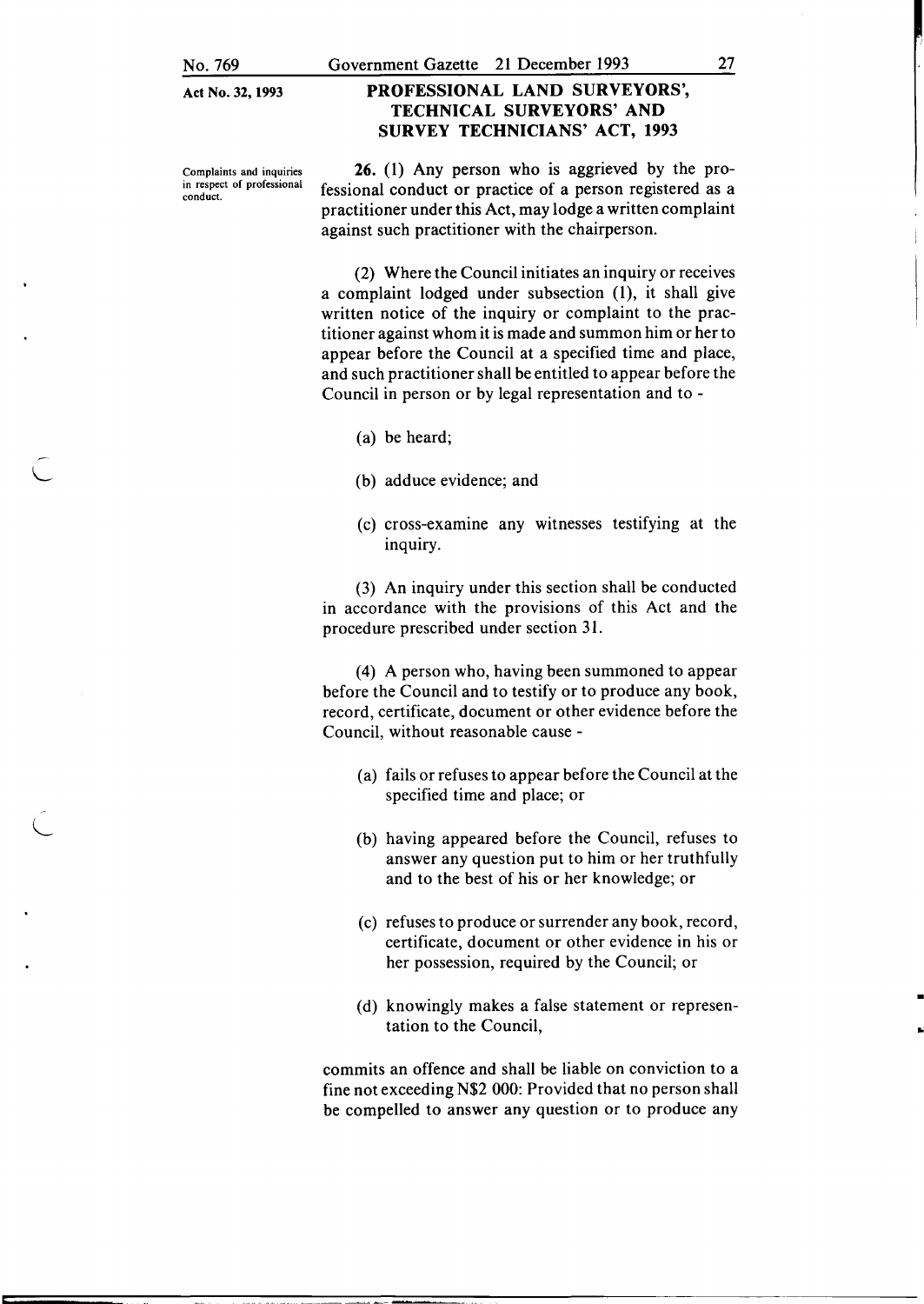**Complaints and inquiries in respect of professional conduct.**

**26.** (1) Any person who is aggrieved by the professional conduct or practice of a person registered as a practitioner under this Act, may lodge a written complaint against such practitioner with the chairperson.

(2) Where the Council initiates an inquiry or receives a complaint lodged under subsection (1), it shall give written notice of the inquiry or complaint to the practitioner against whom it is made and summon him or her to appear before the Council at a specified time and place, and such practitioner shall be entitled to appear before the Council in person or by legal representation and to -

(a) be heard;

(b) adduce evidence; and

(c) cross-examine any witnesses testifying at the inquiry.

(3) An inquiry under this section shall be conducted in accordance with the provisions of this Act and the procedure prescribed under section 31.

(4) A person who, having been summoned to appear before the Council and to testify or to produce any book, record, certificate, document or other evidence before the Council, without reasonable cause -

(a) fails or refuses to appear before the Council at the specified time and place; or

(b) having appeared before the Council, refuses to answer any question put to him or her truthfully and to the best of his or her knowledge; or

(c) refuses to produce or surrender any book, record, certificate, document or other evidence in his or her possession, required by the Council; or

(d) knowingly makes a false statement or representation to the Council,

commits an offence and shall be liable on conviction to a fine not exceeding N$2 000: Provided that no person shall be compelled to answer any question or to produce any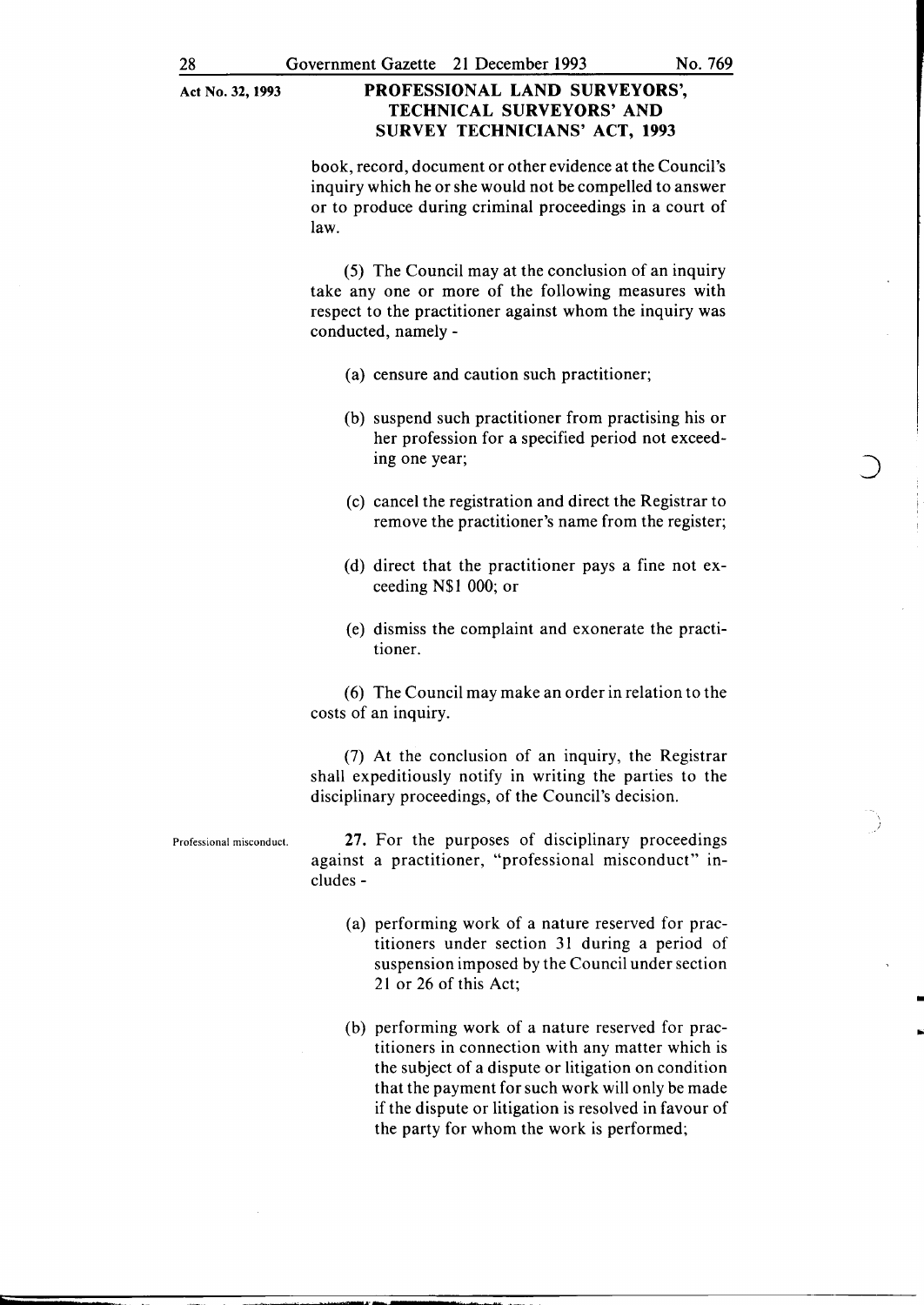book, record, document or other evidence at the Council's inquiry which he or she would not be compelled to answer or to produce during criminal proceedings in a court of law.

(5) The Council may at the conclusion of an inquiry take any one or more of the following measures with respect to the practitioner against whom the inquiry was conducted, namely -

(a) censure and caution such practitioner;

(b) suspend such practitioner from practising his or her profession for a specified period not exceeding one year;

(c) cancel the registration and direct the Registrar to remove the practitioner's name from the register;

(d) direct that the practitioner pays a fine not exceeding N$1 000; or

(e) dismiss the complaint and exonerate the practitioner.

(6) The Council may make an order in relation to the costs of an inquiry.

(7) At the conclusion of an inquiry, the Registrar shall expeditiously notify in writing the parties to the disciplinary proceedings, of the Council's decision.

Professional misconduct.

**27.** For the purposes of disciplinary proceedings against a practitioner, "professional misconduct" includes -

(a) performing work of a nature reserved for practitioners under section 31 during a period of suspension imposed by the Council under section 21 or 26 of this Act;

(b) performing work of a nature reserved for practitioners in connection with any matter which is the subject of a dispute or litigation on condition that the payment for such work will only be made if the dispute or litigation is resolved in favour of the party for whom the work is performed;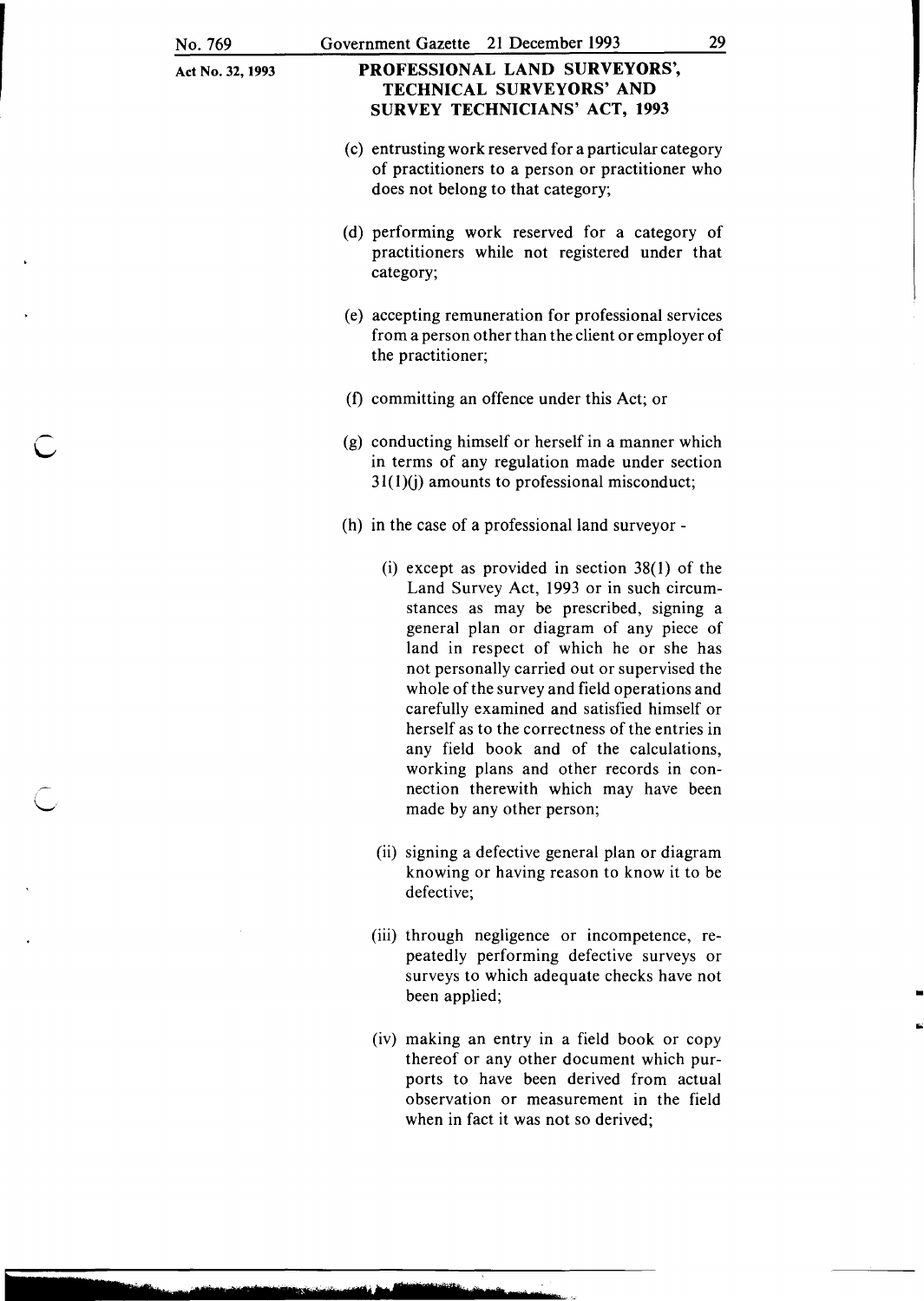(c) entrusting work reserved for a particular category of practitioners to a person or practitioner who does not belong to that category;

(d) performing work reserved for a category of practitioners while not registered under that category;

(e) accepting remuneration for professional services from a person other than the client or employer of the practitioner;

(f) committing an offence under this Act; or

(g) conducting himself or herself in a manner which in terms of any regulation made under section 31(1)(j) amounts to professional misconduct;

(h) in the case of a professional land surveyor -

(i) except as provided in section 38(1) of the Land Survey Act, 1993 or in such circumstances as may be prescribed, signing a general plan or diagram of any piece of land in respect of which he or she has not personally carried out or supervised the whole of the survey and field operations and carefully examined and satisfied himself or herself as to the correctness of the entries in any field book and of the calculations, working plans and other records in connection therewith which may have been made by any other person;

(ii) signing a defective general plan or diagram knowing or having reason to know it to be defective;

(iii) through negligence or incompetence, repeatedly performing defective surveys or surveys to which adequate checks have not been applied;

(iv) making an entry in a field book or copy thereof or any other document which purports to have been derived from actual observation or measurement in the field when in fact it was not so derived;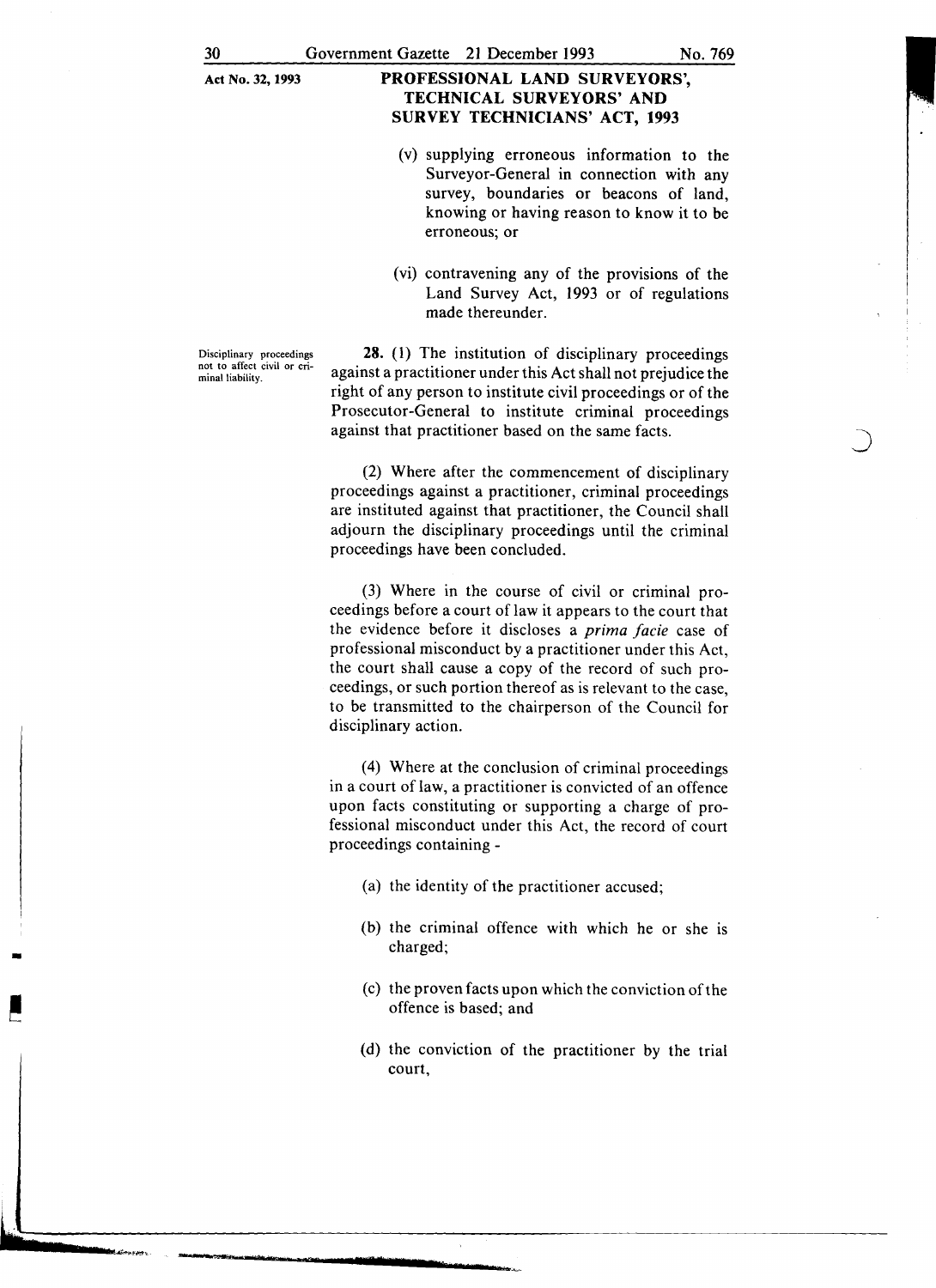(v) supplying erroneous information to the Surveyor-General in connection with any survey, boundaries or beacons of land, knowing or having reason to know it to be erroneous; or

(vi) contravening any of the provisions of the Land Survey Act, 1993 or of regulations made thereunder.

Disciplinary proceedings not to affect civil or criminal liability.

**28.** (1) The institution of disciplinary proceedings against a practitioner under this Act shall not prejudice the right of any person to institute civil proceedings or of the Prosecutor-General to institute criminal proceedings against that practitioner based on the same facts.

(2) Where after the commencement of disciplinary proceedings against a practitioner, criminal proceedings are instituted against that practitioner, the Council shall adjourn the disciplinary proceedings until the criminal proceedings have been concluded.

(3) Where in the course of civil or criminal proceedings before a court of law it appears to the court that the evidence before it discloses a *prima facie* case of professional misconduct by a practitioner under this Act, the court shall cause a copy of the record of such proceedings, or such portion thereof as is relevant to the case, to be transmitted to the chairperson of the Council for disciplinary action.

(4) Where at the conclusion of criminal proceedings in a court of law, a practitioner is convicted of an offence upon facts constituting or supporting a charge of professional misconduct under this Act, the record of court proceedings containing -

(a) the identity of the practitioner accused;

(b) the criminal offence with which he or she is charged;

(c) the proven facts upon which the conviction of the offence is based; and

(d) the conviction of the practitioner by the trial court,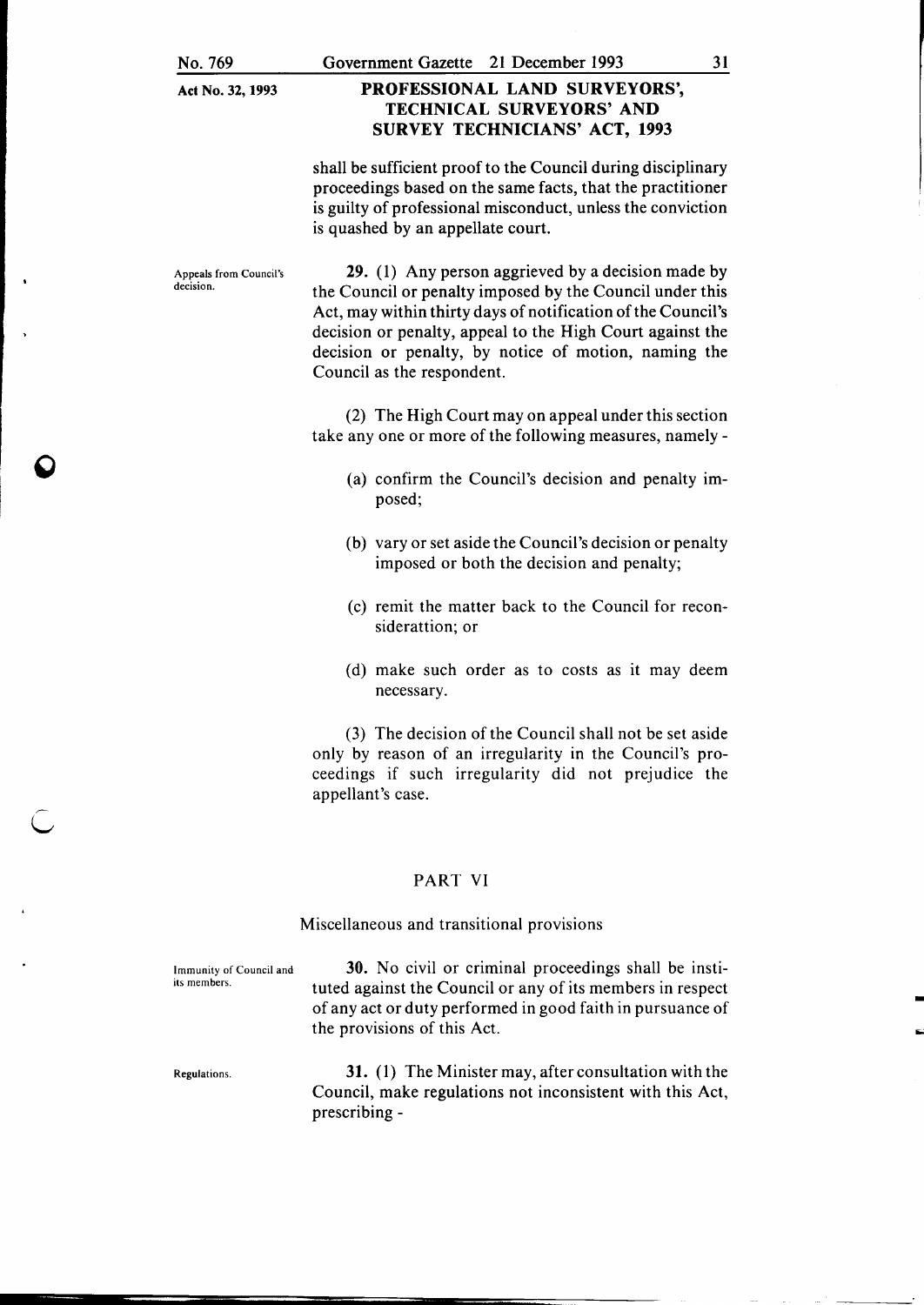shall be sufficient proof to the Council during disciplinary proceedings based on the same facts, that the practitioner is guilty of professional misconduct, unless the conviction is quashed by an appellate court.

Appeals from Council's decision.

**29.** (1) Any person aggrieved by a decision made by the Council or penalty imposed by the Council under this Act, may within thirty days of notification of the Council's decision or penalty, appeal to the High Court against the decision or penalty, by notice of motion, naming the Council as the respondent.

(2) The High Court may on appeal under this section take any one or more of the following measures, namely -

(a) confirm the Council's decision and penalty imposed;

(b) vary or set aside the Council's decision or penalty imposed or both the decision and penalty;

(c) remit the matter back to the Council for reconsiderattion; or

(d) make such order as to costs as it may deem necessary.

(3) The decision of the Council shall not be set aside only by reason of an irregularity in the Council's proceedings if such irregularity did not prejudice the appellant's case.

## PART VI

### Miscellaneous and transitional provisions

Immunity of Council and its members.

**30.** No civil or criminal proceedings shall be instituted against the Council or any of its members in respect of any act or duty performed in good faith in pursuance of the provisions of this Act.

Regulations.

**31.** (1) The Minister may, after consultation with the Council, make regulations not inconsistent with this Act, prescribing -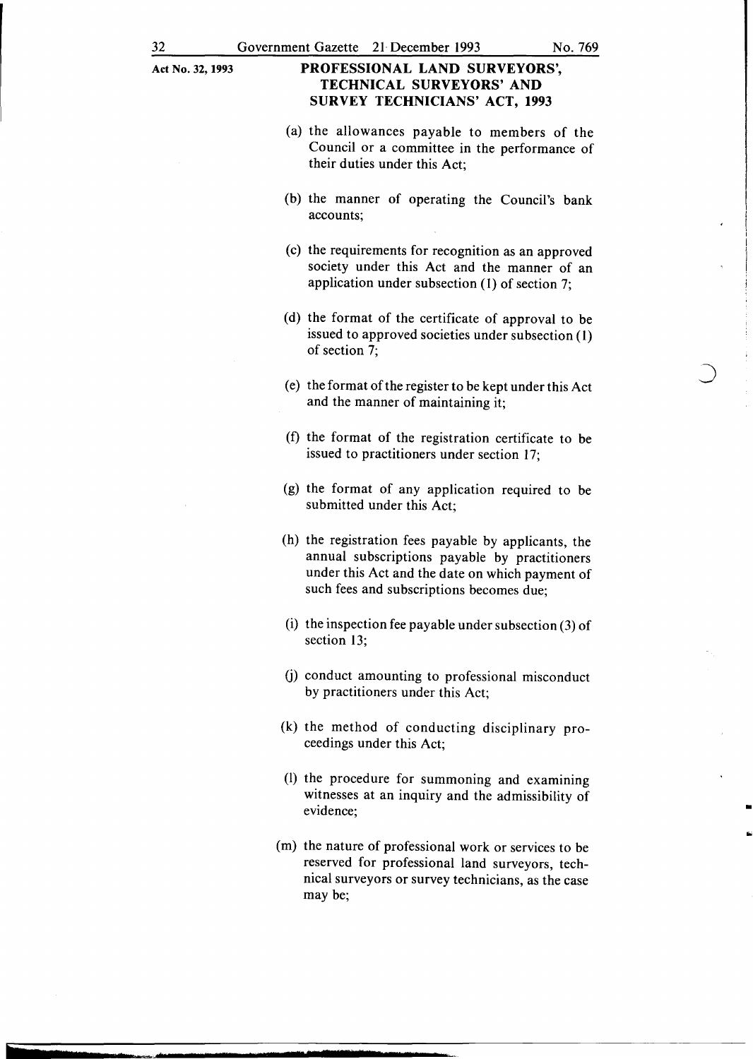(a) the allowances payable to members of the Council or a committee in the performance of their duties under this Act;

(b) the manner of operating the Council's bank accounts;

(c) the requirements for recognition as an approved society under this Act and the manner of an application under subsection (1) of section 7;

(d) the format of the certificate of approval to be issued to approved societies under subsection (1) of section 7;

(e) the format of the register to be kept under this Act and the manner of maintaining it;

(f) the format of the registration certificate to be issued to practitioners under section 17;

(g) the format of any application required to be submitted under this Act;

(h) the registration fees payable by applicants, the annual subscriptions payable by practitioners under this Act and the date on which payment of such fees and subscriptions becomes due;

(i) the inspection fee payable under subsection (3) of section 13;

(j) conduct amounting to professional misconduct by practitioners under this Act;

(k) the method of conducting disciplinary proceedings under this Act;

(l) the procedure for summoning and examining witnesses at an inquiry and the admissibility of evidence;

(m) the nature of professional work or services to be reserved for professional land surveyors, technical surveyors or survey technicians, as the case may be;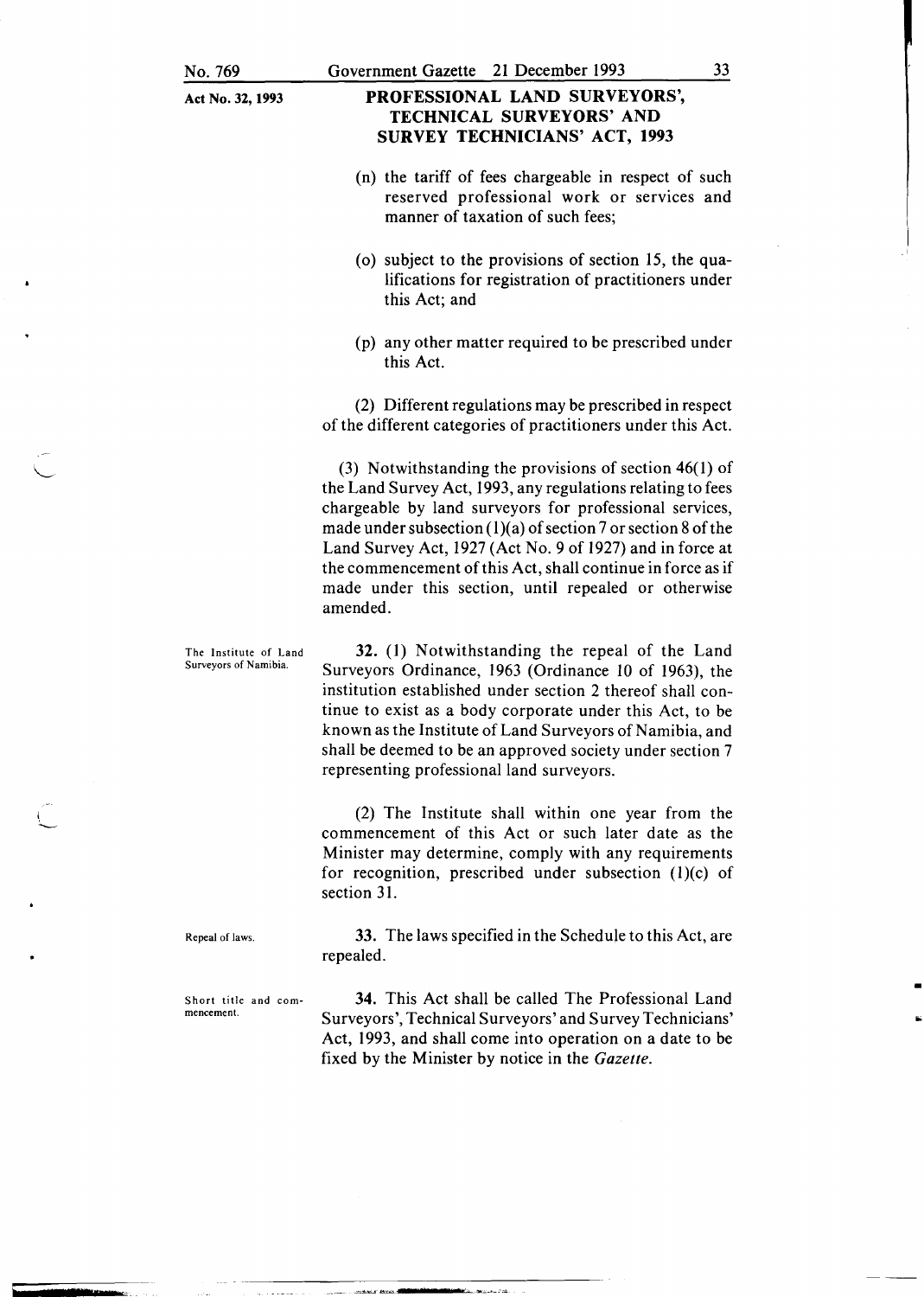(n) the tariff of fees chargeable in respect of such reserved professional work or services and manner of taxation of such fees;

(o) subject to the provisions of section 15, the qualifications for registration of practitioners under this Act; and

(p) any other matter required to be prescribed under this Act.

(2) Different regulations may be prescribed in respect of the different categories of practitioners under this Act.

(3) Notwithstanding the provisions of section 46(1) of the Land Survey Act, 1993, any regulations relating to fees chargeable by land surveyors for professional services, made under subsection (1)(a) of section 7 or section 8 of the Land Survey Act, 1927 (Act No. 9 of 1927) and in force at the commencement of this Act, shall continue in force as if made under this section, until repealed or otherwise amended.

**The Institute of Land Surveyors of Namibia.**

**32.** (1) Notwithstanding the repeal of the Land Surveyors Ordinance, 1963 (Ordinance 10 of 1963), the institution established under section 2 thereof shall continue to exist as a body corporate under this Act, to be known as the Institute of Land Surveyors of Namibia, and shall be deemed to be an approved society under section 7 representing professional land surveyors.

(2) The Institute shall within one year from the commencement of this Act or such later date as the Minister may determine, comply with any requirements for recognition, prescribed under subsection (1)(c) of section 31.

**Repeal of laws.**

**33.** The laws specified in the Schedule to this Act, are repealed.

**Short title and commencement.**

**34.** This Act shall be called The Professional Land Surveyors', Technical Surveyors' and Survey Technicians' Act, 1993, and shall come into operation on a date to be fixed by the Minister by notice in the *Gazette*.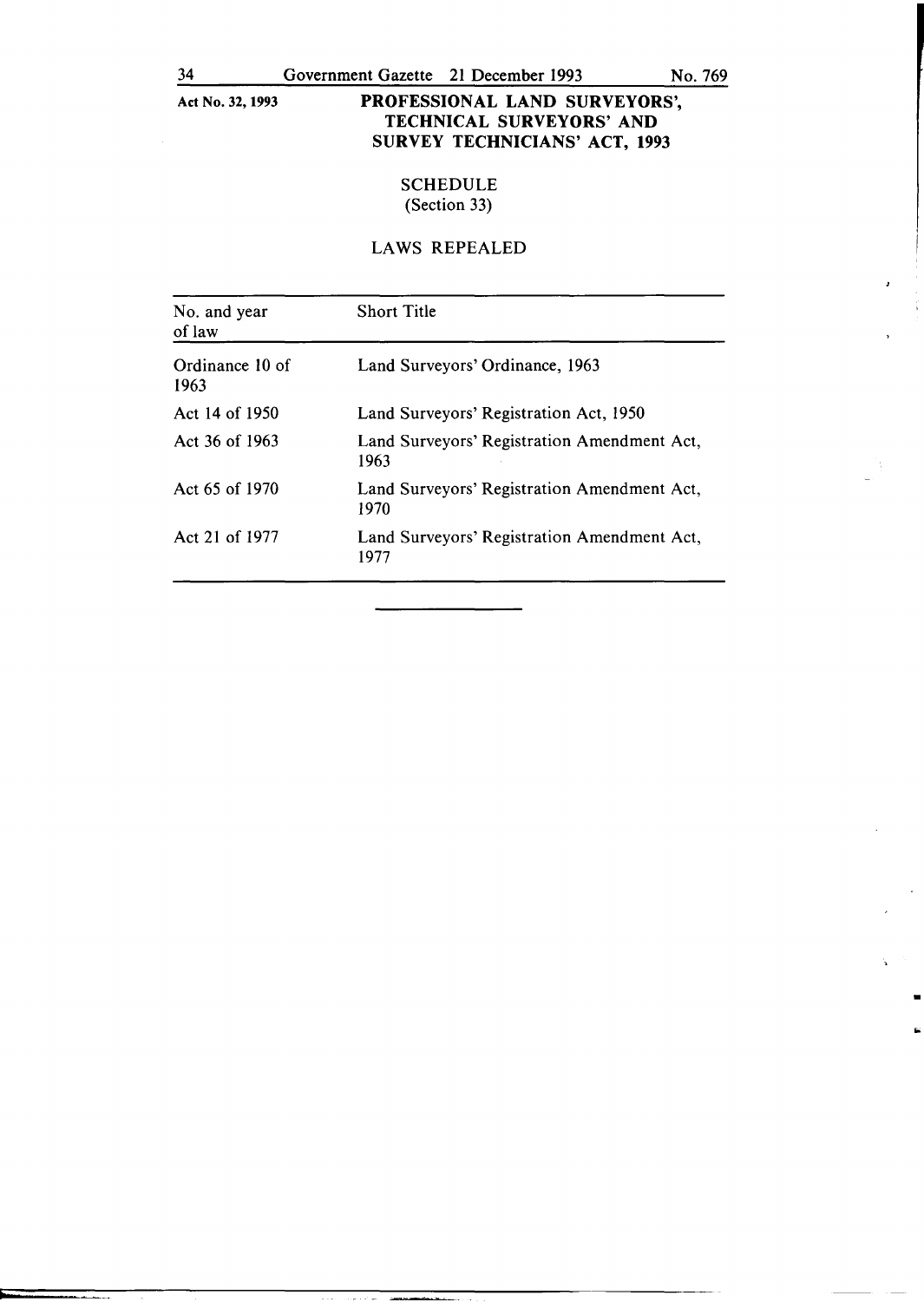# SCHEDULE
(Section 33)

## LAWS REPEALED

| No. and year of law | Short Title |
|---|---|
| Ordinance 10 of 1963 | Land Surveyors' Ordinance, 1963 |
| Act 14 of 1950 | Land Surveyors' Registration Act, 1950 |
| Act 36 of 1963 | Land Surveyors' Registration Amendment Act, 1963 |
| Act 65 of 1970 | Land Surveyors' Registration Amendment Act, 1970 |
| Act 21 of 1977 | Land Surveyors' Registration Amendment Act, 1977 |